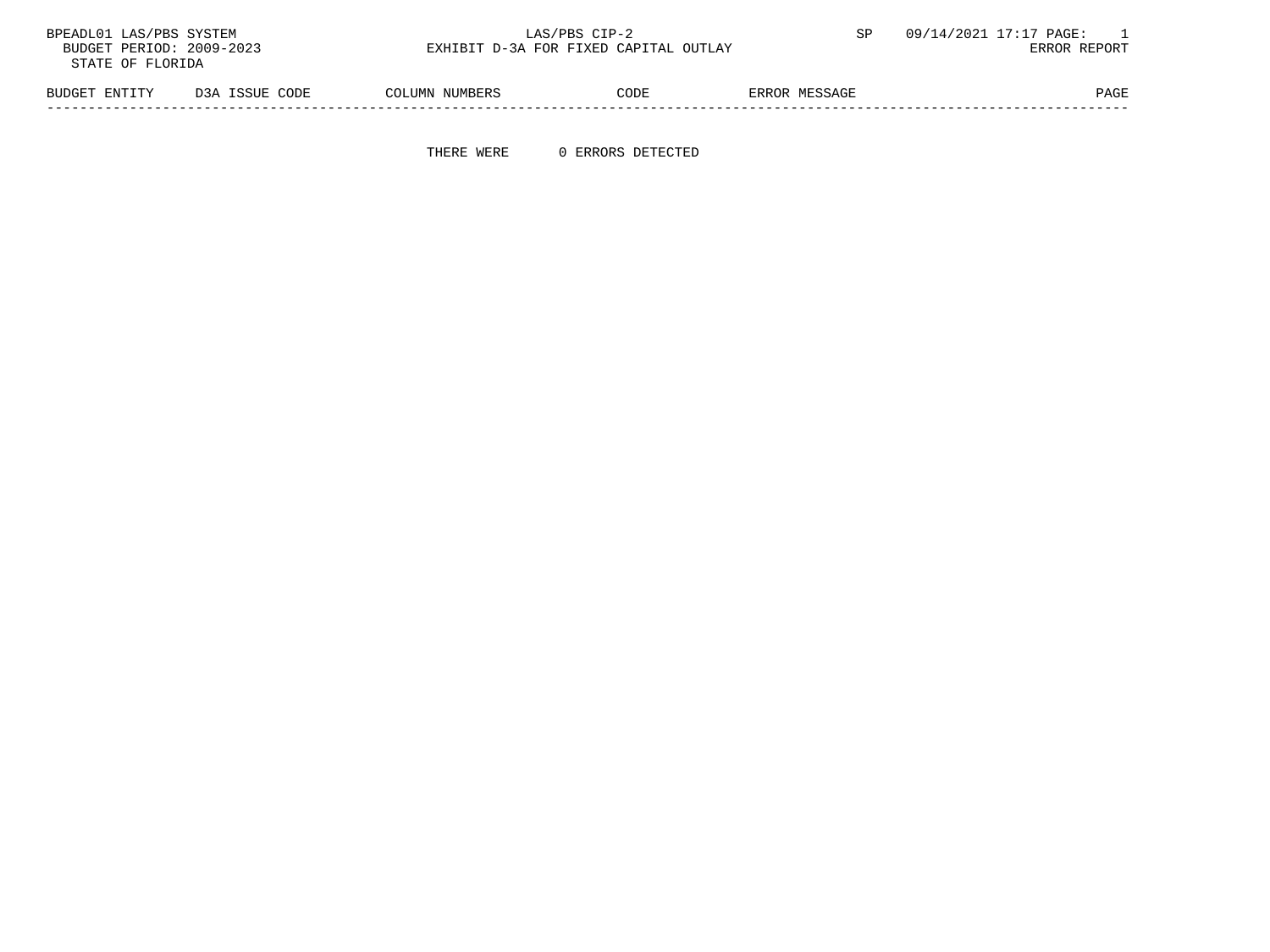BPEADL01 LAS/PBS SYSTEM
BUDGET PERIOD: 2009-2023
STATE OF FLORIDA

LAS/PBS CIP-2
EXHIBIT D-3A FOR FIXED CAPITAL OUTLAY

SP 09/14/2021 17:17 PAGE: 1
ERROR REPORT

| BUDGET ENTITY | D3A ISSUE CODE | COLUMN NUMBERS | CODE | ERROR MESSAGE | PAGE |
|---|---|---|---|---|---|

THERE WERE 0 ERRORS DETECTED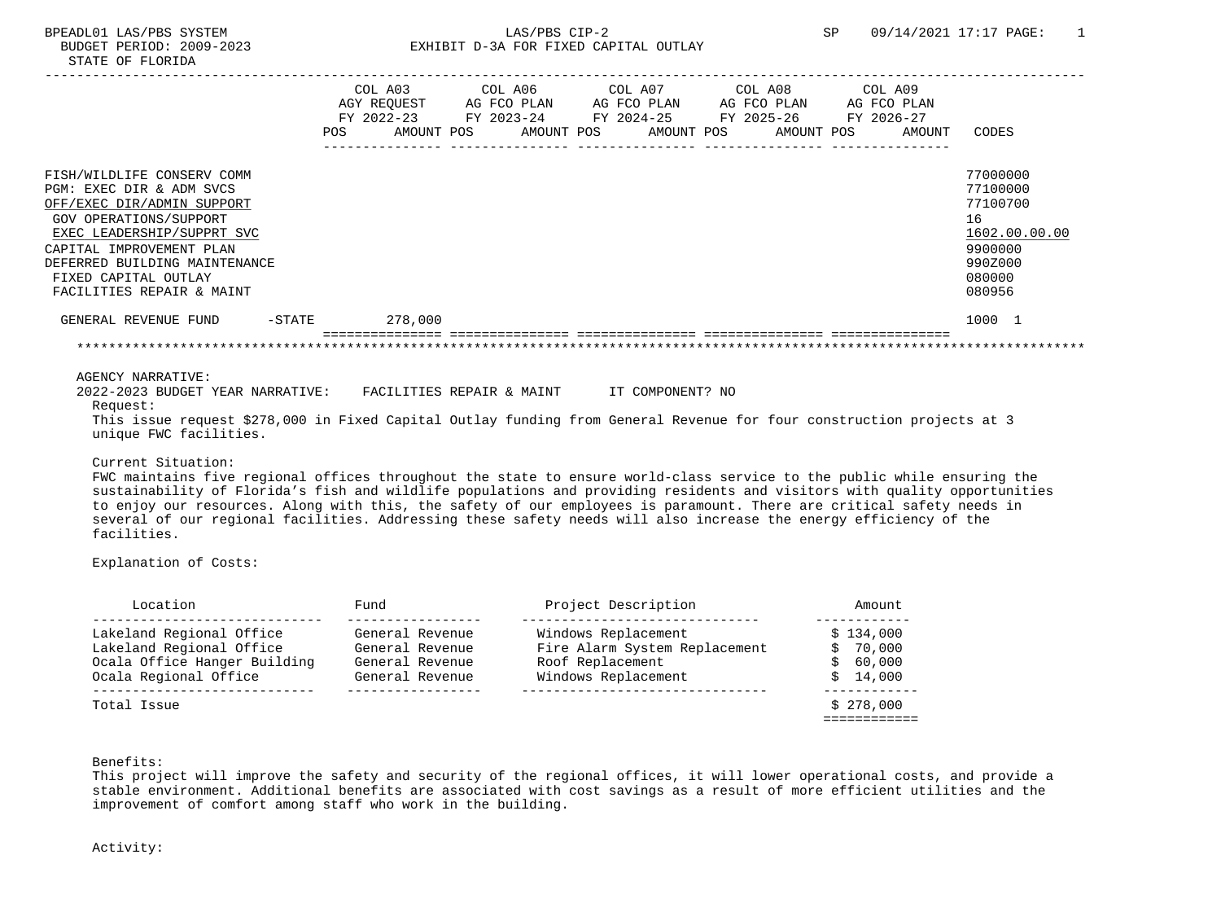BPEADL01 LAS/PBS SYSTEM
BUDGET PERIOD: 2009-2023
STATE OF FLORIDA

LAS/PBS CIP-2
EXHIBIT D-3A FOR FIXED CAPITAL OUTLAY

SP 09/14/2021 17:17

| | COL A03 AGY REQUEST FY 2022-23 POS AMOUNT | COL A06 AG FCO PLAN FY 2023-24 POS AMOUNT | COL A07 AG FCO PLAN FY 2024-25 POS AMOUNT | COL A08 AG FCO PLAN FY 2025-26 POS AMOUNT | COL A09 AG FCO PLAN FY 2026-27 POS AMOUNT | CODES |
|---|---|---|---|---|---|---|
| FISH/WILDLIFE CONSERV COMM | | | | | | 77000000 |
| PGM: EXEC DIR & ADM SVCS | | | | | | 77100000 |
| OFF/EXEC DIR/ADMIN SUPPORT | | | | | | 77100700 |
| GOV OPERATIONS/SUPPORT | | | | | | 16 |
| EXEC LEADERSHIP/SUPPRT SVC | | | | | | 1602.00.00.00 |
| CAPITAL IMPROVEMENT PLAN | | | | | | 9900000 |
| DEFERRED BUILDING MAINTENANCE | | | | | | 990Z000 |
| FIXED CAPITAL OUTLAY | | | | | | 080000 |
| FACILITIES REPAIR & MAINT | | | | | | 080956 |
| GENERAL REVENUE FUND -STATE | 278,000 | | | | | 1000 1 |

AGENCY NARRATIVE:

2022-2023 BUDGET YEAR NARRATIVE: FACILITIES REPAIR & MAINT IT COMPONENT? NO

Request:

This issue request $278,000 in Fixed Capital Outlay funding from General Revenue for four construction projects at 3 unique FWC facilities.

Current Situation:

FWC maintains five regional offices throughout the state to ensure world-class service to the public while ensuring the sustainability of Florida's fish and wildlife populations and providing residents and visitors with quality opportunities to enjoy our resources. Along with this, the safety of our employees is paramount. There are critical safety needs in several of our regional facilities. Addressing these safety needs will also increase the energy efficiency of the facilities.

Explanation of Costs:

| Location | Fund | Project Description | Amount |
|---|---|---|---|
| Lakeland Regional Office | General Revenue | Windows Replacement | $ 134,000 |
| Lakeland Regional Office | General Revenue | Fire Alarm System Replacement | $ 70,000 |
| Ocala Office Hanger Building | General Revenue | Roof Replacement | $ 60,000 |
| Ocala Regional Office | General Revenue | Windows Replacement | $ 14,000 |
| Total Issue | | | $ 278,000 |

Benefits:

This project will improve the safety and security of the regional offices, it will lower operational costs, and provide a stable environment. Additional benefits are associated with cost savings as a result of more efficient utilities and the improvement of comfort among staff who work in the building.

Activity: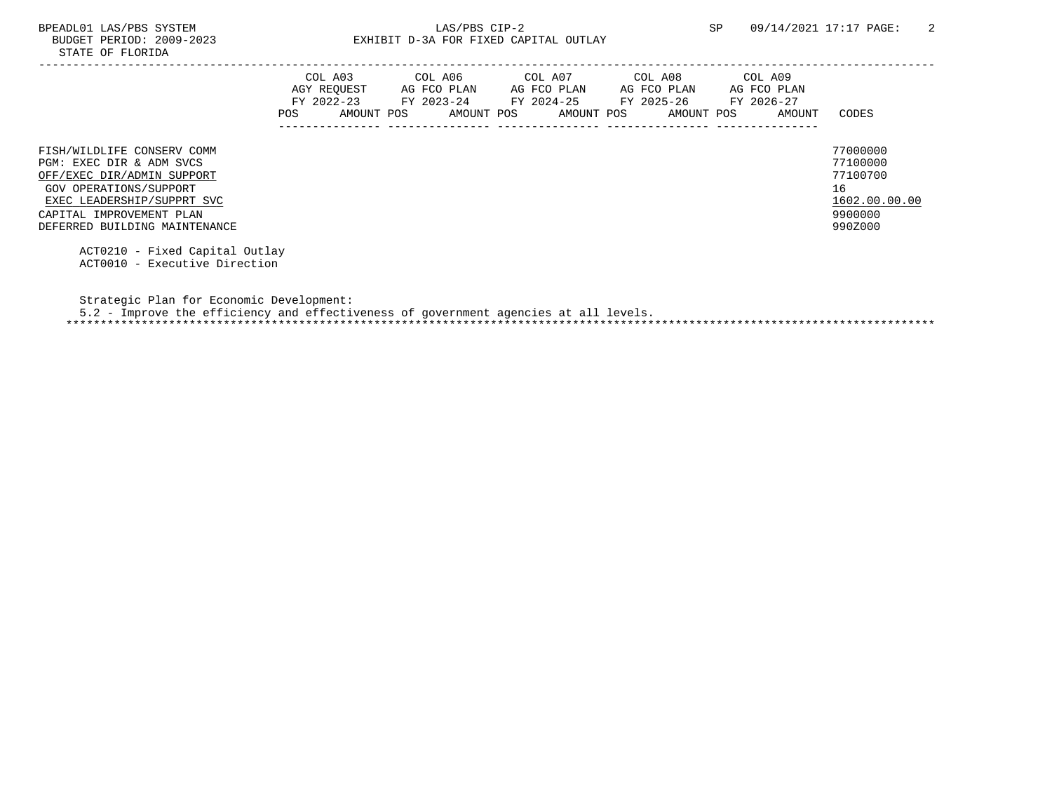STATE OF FLORIDA

| | COL A03 AGY REQUEST FY 2022-23 POS AMOUNT | COL A06 AG FCO PLAN FY 2023-24 POS AMOUNT | COL A07 AG FCO PLAN FY 2024-25 POS AMOUNT | COL A08 AG FCO PLAN FY 2025-26 POS AMOUNT | COL A09 AG FCO PLAN FY 2026-27 POS AMOUNT | CODES |
|---|---|---|---|---|---|---|
| FISH/WILDLIFE CONSERV COMM | | | | | | 77000000 |
| PGM: EXEC DIR & ADM SVCS | | | | | | 77100000 |
| OFF/EXEC DIR/ADMIN SUPPORT | | | | | | 77100700 |
| GOV OPERATIONS/SUPPORT | | | | | | 16 |
| EXEC LEADERSHIP/SUPPRT SVC | | | | | | 1602.00.00.00 |
| CAPITAL IMPROVEMENT PLAN | | | | | | 9900000 |
| DEFERRED BUILDING MAINTENANCE | | | | | | 990Z000 |

ACT0210 - Fixed Capital Outlay
ACT0010 - Executive Direction

Strategic Plan for Economic Development:
5.2 - Improve the efficiency and effectiveness of government agencies at all levels.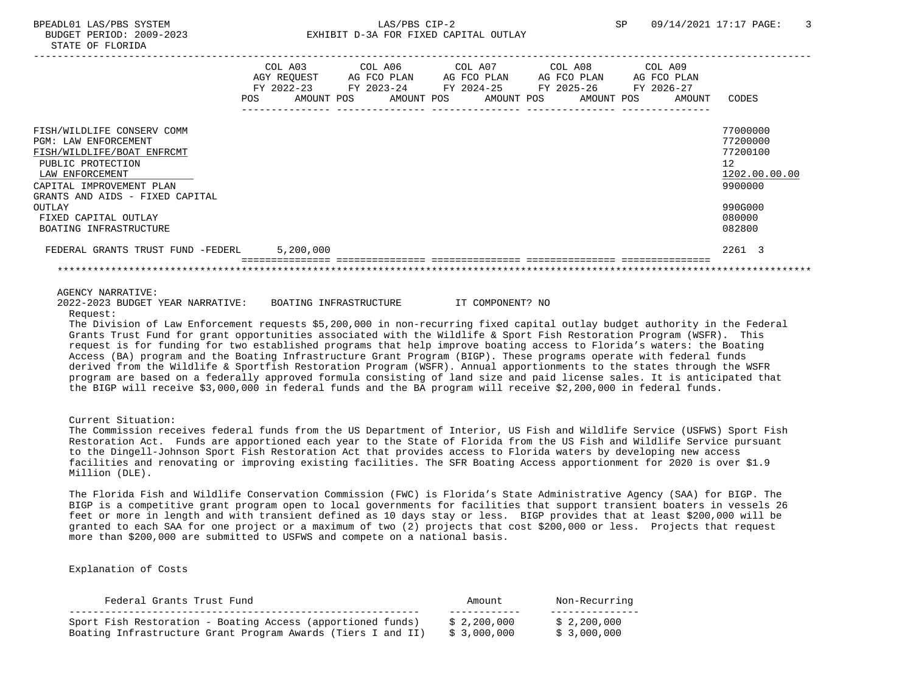BPEADL01 LAS/PBS SYSTEM — LAS/PBS CIP-2 — SP 09/14/2021 17:17

BUDGET PERIOD: 2009-2023 — EXHIBIT D-3A FOR FIXED CAPITAL OUTLAY

STATE OF FLORIDA

| | COL A03 AGY REQUEST FY 2022-23 POS AMOUNT | COL A06 AG FCO PLAN FY 2023-24 POS AMOUNT | COL A07 AG FCO PLAN FY 2024-25 POS AMOUNT | COL A08 AG FCO PLAN FY 2025-26 POS AMOUNT | COL A09 AG FCO PLAN FY 2026-27 POS AMOUNT | CODES |
|---|---|---|---|---|---|---|
| FISH/WILDLIFE CONSERV COMM | | | | | | 77000000 |
| PGM: LAW ENFORCEMENT | | | | | | 77200000 |
| FISH/WILDLIFE/BOAT ENFRCMT | | | | | | 77200100 |
| PUBLIC PROTECTION | | | | | | 12 |
| LAW ENFORCEMENT | | | | | | 1202.00.00.00 |
| CAPITAL IMPROVEMENT PLAN | | | | | | 9900000 |
| GRANTS AND AIDS - FIXED CAPITAL OUTLAY | | | | | | 990G000 |
| FIXED CAPITAL OUTLAY | | | | | | 080000 |
| BOATING INFRASTRUCTURE | | | | | | 082800 |
| FEDERAL GRANTS TRUST FUND -FEDERL | 5,200,000 | | | | | 2261 3 |

AGENCY NARRATIVE:

2022-2023 BUDGET YEAR NARRATIVE: BOATING INFRASTRUCTURE IT COMPONENT? NO

Request:

The Division of Law Enforcement requests $5,200,000 in non-recurring fixed capital outlay budget authority in the Federal Grants Trust Fund for grant opportunities associated with the Wildlife & Sport Fish Restoration Program (WSFR). This request is for funding for two established programs that help improve boating access to Florida's waters: the Boating Access (BA) program and the Boating Infrastructure Grant Program (BIGP). These programs operate with federal funds derived from the Wildlife & Sportfish Restoration Program (WSFR). Annual apportionments to the states through the WSFR program are based on a federally approved formula consisting of land size and paid license sales. It is anticipated that the BIGP will receive $3,000,000 in federal funds and the BA program will receive $2,200,000 in federal funds.

Current Situation:

The Commission receives federal funds from the US Department of Interior, US Fish and Wildlife Service (USFWS) Sport Fish Restoration Act. Funds are apportioned each year to the State of Florida from the US Fish and Wildlife Service pursuant to the Dingell-Johnson Sport Fish Restoration Act that provides access to Florida waters by developing new access facilities and renovating or improving existing facilities. The SFR Boating Access apportionment for 2020 is over $1.9 Million (DLE).

The Florida Fish and Wildlife Conservation Commission (FWC) is Florida's State Administrative Agency (SAA) for BIGP. The BIGP is a competitive grant program open to local governments for facilities that support transient boaters in vessels 26 feet or more in length and with transient defined as 10 days stay or less. BIGP provides that at least $200,000 will be granted to each SAA for one project or a maximum of two (2) projects that cost $200,000 or less. Projects that request more than $200,000 are submitted to USFWS and compete on a national basis.

Explanation of Costs

| Federal Grants Trust Fund | Amount | Non-Recurring |
|---|---|---|
| Sport Fish Restoration - Boating Access (apportioned funds) | $ 2,200,000 | $ 2,200,000 |
| Boating Infrastructure Grant Program Awards (Tiers I and II) | $ 3,000,000 | $ 3,000,000 |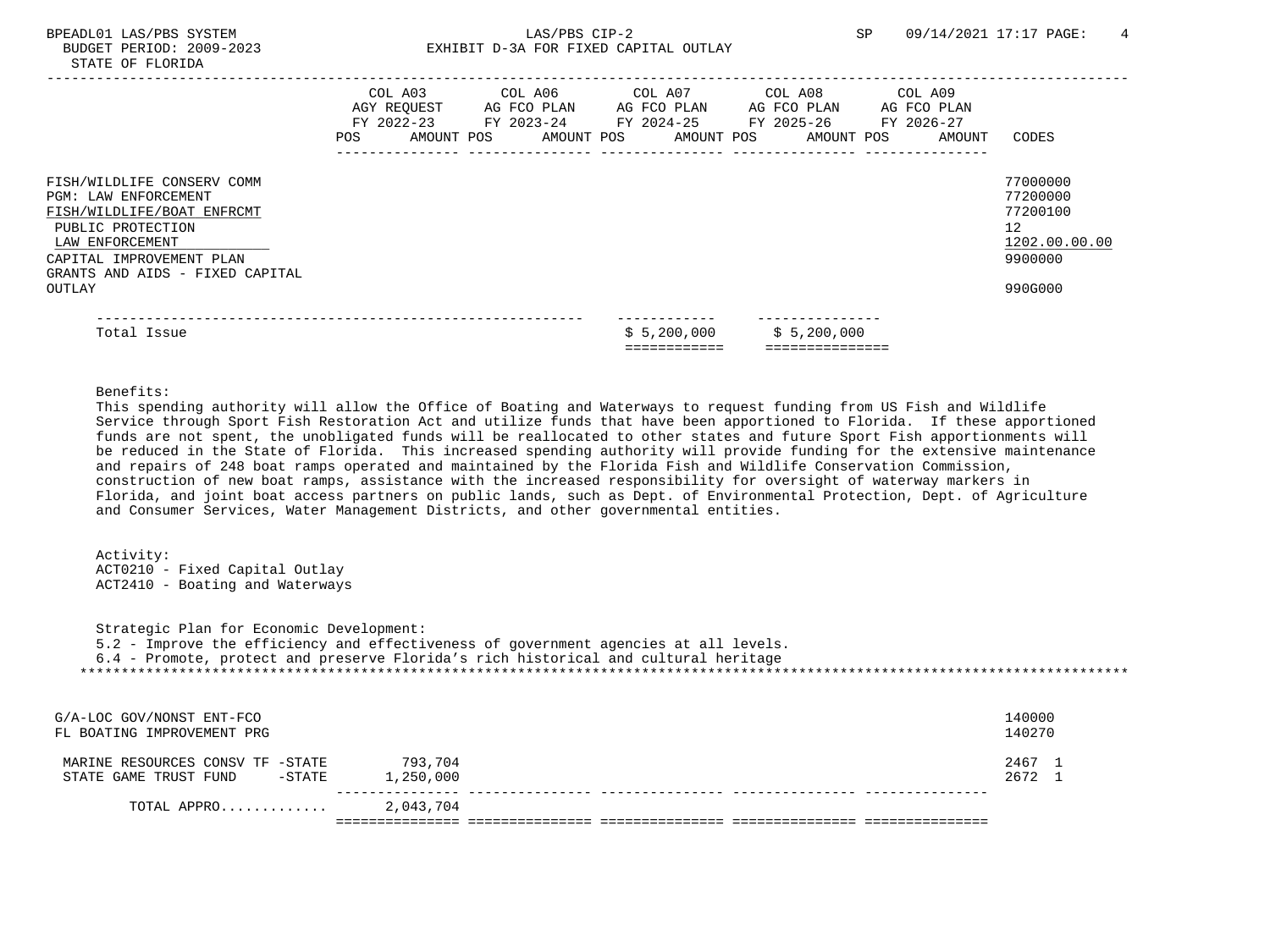BPEADL01 LAS/PBS SYSTEM — LAS/PBS CIP-2 — SP 09/14/2021 17:17

BUDGET PERIOD: 2009-2023 — EXHIBIT D-3A FOR FIXED CAPITAL OUTLAY

STATE OF FLORIDA

| | COL A03 AGY REQUEST FY 2022-23 POS AMOUNT | COL A06 AG FCO PLAN FY 2023-24 POS AMOUNT | COL A07 AG FCO PLAN FY 2024-25 POS AMOUNT | COL A08 AG FCO PLAN FY 2025-26 POS AMOUNT | COL A09 AG FCO PLAN FY 2026-27 POS AMOUNT | CODES |
|---|---|---|---|---|---|---|
| FISH/WILDLIFE CONSERV COMM | | | | | | 77000000 |
| PGM: LAW ENFORCEMENT | | | | | | 77200000 |
| FISH/WILDLIFE/BOAT ENFRCMT | | | | | | 77200100 |
| PUBLIC PROTECTION | | | | | | 12 |
| LAW ENFORCEMENT | | | | | | 1202.00.00.00 |
| CAPITAL IMPROVEMENT PLAN | | | | | | 9900000 |
| GRANTS AND AIDS - FIXED CAPITAL OUTLAY | | | | | | 990G000 |

| Total Issue | $ 5,200,000 | $ 5,200,000 |
|---|---|---|

Benefits:

This spending authority will allow the Office of Boating and Waterways to request funding from US Fish and Wildlife Service through Sport Fish Restoration Act and utilize funds that have been apportioned to Florida. If these apportioned funds are not spent, the unobligated funds will be reallocated to other states and future Sport Fish apportionments will be reduced in the State of Florida. This increased spending authority will provide funding for the extensive maintenance and repairs of 248 boat ramps operated and maintained by the Florida Fish and Wildlife Conservation Commission, construction of new boat ramps, assistance with the increased responsibility for oversight of waterway markers in Florida, and joint boat access partners on public lands, such as Dept. of Environmental Protection, Dept. of Agriculture and Consumer Services, Water Management Districts, and other governmental entities.

Activity:
ACT0210 - Fixed Capital Outlay
ACT2410 - Boating and Waterways

Strategic Plan for Economic Development:
5.2 - Improve the efficiency and effectiveness of government agencies at all levels.
6.4 - Promote, protect and preserve Florida's rich historical and cultural heritage

****************************************************************************************************************************

| | COL A03 | COL A06 | COL A07 | COL A08 | COL A09 | CODES |
|---|---|---|---|---|---|---|
| G/A-LOC GOV/NONST ENT-FCO | | | | | | 140000 |
| FL BOATING IMPROVEMENT PRG | | | | | | 140270 |
| MARINE RESOURCES CONSV TF -STATE | 793,704 | | | | | 2467 1 |
| STATE GAME TRUST FUND -STATE | 1,250,000 | | | | | 2672 1 |
| TOTAL APPRO............ | 2,043,704 | | | | | |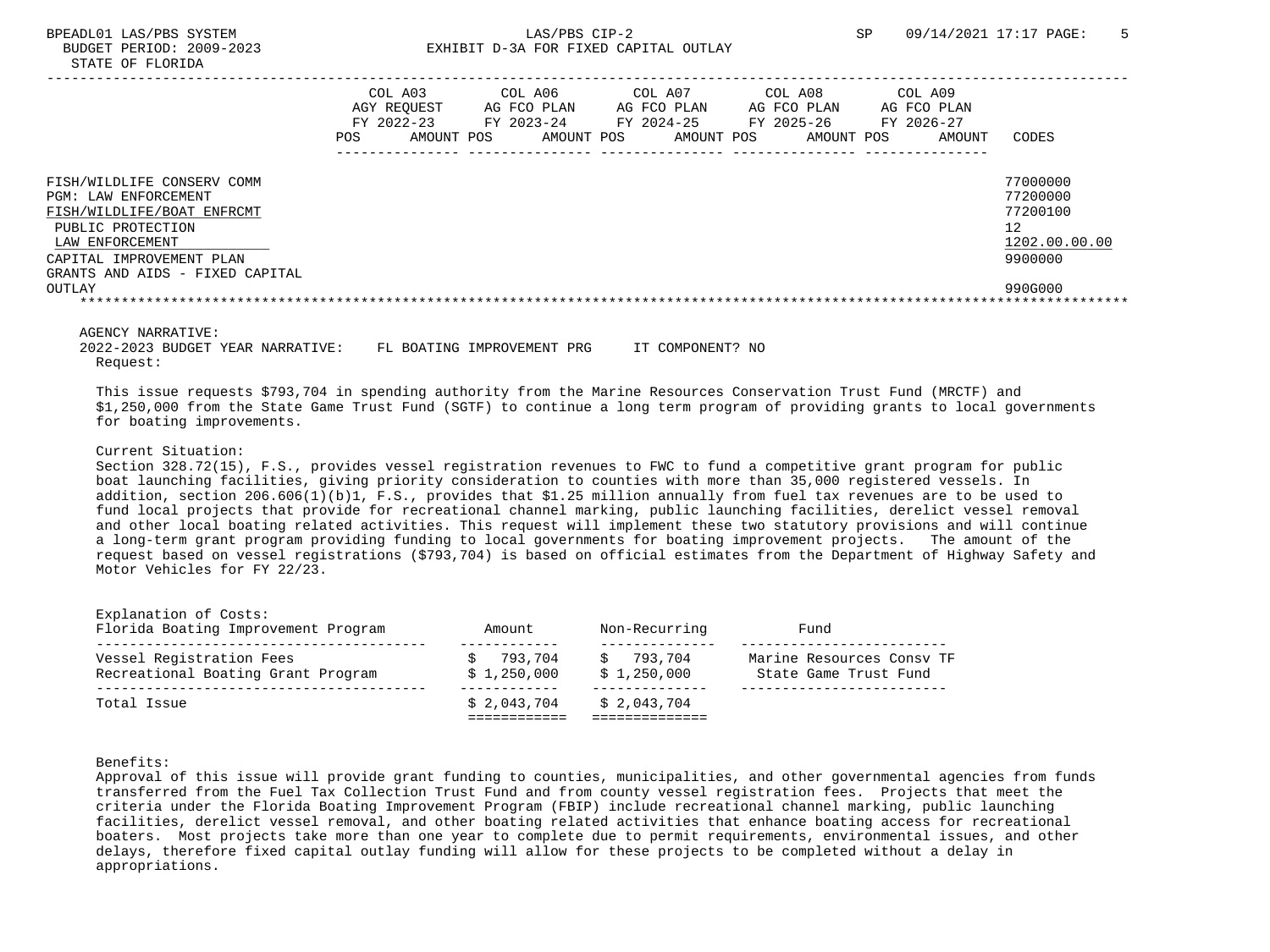BPEADL01 LAS/PBS SYSTEM — LAS/PBS CIP-2 — SP 09/14/2021 17:17

BUDGET PERIOD: 2009-2023 — EXHIBIT D-3A FOR FIXED CAPITAL OUTLAY

STATE OF FLORIDA

| | COL A03 AGY REQUEST FY 2022-23 POS AMOUNT | COL A06 AG FCO PLAN FY 2023-24 POS AMOUNT | COL A07 AG FCO PLAN FY 2024-25 POS AMOUNT | COL A08 AG FCO PLAN FY 2025-26 POS AMOUNT | COL A09 AG FCO PLAN FY 2026-27 POS AMOUNT | CODES |
|---|---|---|---|---|---|---|
| FISH/WILDLIFE CONSERV COMM | | | | | | 77000000 |
| PGM: LAW ENFORCEMENT | | | | | | 77200000 |
| FISH/WILDLIFE/BOAT ENFRCMT | | | | | | 77200100 |
| PUBLIC PROTECTION | | | | | | 12 |
| LAW ENFORCEMENT | | | | | | 1202.00.00.00 |
| CAPITAL IMPROVEMENT PLAN | | | | | | 9900000 |
| GRANTS AND AIDS - FIXED CAPITAL OUTLAY | | | | | | 990G000 |

AGENCY NARRATIVE:

2022-2023 BUDGET YEAR NARRATIVE: FL BOATING IMPROVEMENT PRG IT COMPONENT? NO

Request:

This issue requests $793,704 in spending authority from the Marine Resources Conservation Trust Fund (MRCTF) and $1,250,000 from the State Game Trust Fund (SGTF) to continue a long term program of providing grants to local governments for boating improvements.

Current Situation:

Section 328.72(15), F.S., provides vessel registration revenues to FWC to fund a competitive grant program for public boat launching facilities, giving priority consideration to counties with more than 35,000 registered vessels. In addition, section 206.606(1)(b)1, F.S., provides that $1.25 million annually from fuel tax revenues are to be used to fund local projects that provide for recreational channel marking, public launching facilities, derelict vessel removal and other local boating related activities. This request will implement these two statutory provisions and will continue a long-term grant program providing funding to local governments for boating improvement projects. The amount of the request based on vessel registrations ($793,704) is based on official estimates from the Department of Highway Safety and Motor Vehicles for FY 22/23.

Explanation of Costs:

| Florida Boating Improvement Program | Amount | Non-Recurring | Fund |
|---|---|---|---|
| Vessel Registration Fees | $ 793,704 | $ 793,704 | Marine Resources Consv TF |
| Recreational Boating Grant Program | $ 1,250,000 | $ 1,250,000 | State Game Trust Fund |
| Total Issue | $ 2,043,704 | $ 2,043,704 | |

Benefits:

Approval of this issue will provide grant funding to counties, municipalities, and other governmental agencies from funds transferred from the Fuel Tax Collection Trust Fund and from county vessel registration fees. Projects that meet the criteria under the Florida Boating Improvement Program (FBIP) include recreational channel marking, public launching facilities, derelict vessel removal, and other boating related activities that enhance boating access for recreational boaters. Most projects take more than one year to complete due to permit requirements, environmental issues, and other delays, therefore fixed capital outlay funding will allow for these projects to be completed without a delay in appropriations.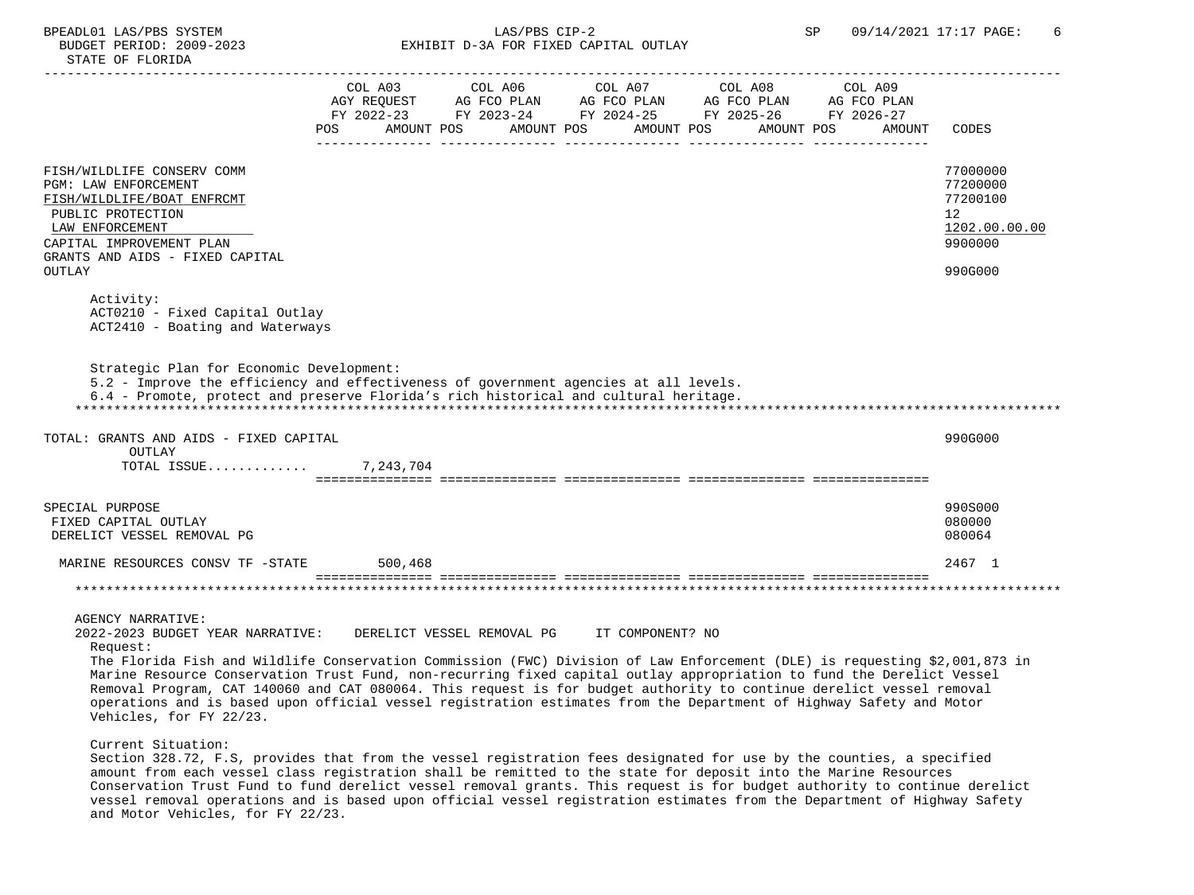| | COL A03 AGY REQUEST FY 2022-23 POS AMOUNT | COL A06 AG FCO PLAN FY 2023-24 POS AMOUNT | COL A07 AG FCO PLAN FY 2024-25 POS AMOUNT | COL A08 AG FCO PLAN FY 2025-26 POS AMOUNT | COL A09 AG FCO PLAN FY 2026-27 POS AMOUNT | CODES |
|---|---|---|---|---|---|---|
| FISH/WILDLIFE CONSERV COMM | | | | | | 77000000 |
| PGM: LAW ENFORCEMENT | | | | | | 77200000 |
| FISH/WILDLIFE/BOAT ENFRCMT | | | | | | 77200100 |
| PUBLIC PROTECTION | | | | | | 12 |
| LAW ENFORCEMENT | | | | | | 1202.00.00.00 |
| CAPITAL IMPROVEMENT PLAN | | | | | | 9900000 |
| GRANTS AND AIDS - FIXED CAPITAL OUTLAY | | | | | | 990G000 |

Activity:
ACT0210 - Fixed Capital Outlay
ACT2410 - Boating and Waterways

Strategic Plan for Economic Development:
5.2 - Improve the efficiency and effectiveness of government agencies at all levels.
6.4 - Promote, protect and preserve Florida's rich historical and cultural heritage.

| | COL A03 | COL A06 | COL A07 | COL A08 | COL A09 | CODES |
|---|---|---|---|---|---|---|
| TOTAL: GRANTS AND AIDS - FIXED CAPITAL OUTLAY | | | | | | 990G000 |
| TOTAL ISSUE............ | 7,243,704 | | | | | |
| SPECIAL PURPOSE | | | | | | 990S000 |
| FIXED CAPITAL OUTLAY | | | | | | 080000 |
| DERELICT VESSEL REMOVAL PG | | | | | | 080064 |
| MARINE RESOURCES CONSV TF -STATE | 500,468 | | | | | 2467 1 |

AGENCY NARRATIVE:
2022-2023 BUDGET YEAR NARRATIVE: DERELICT VESSEL REMOVAL PG IT COMPONENT? NO

Request:
The Florida Fish and Wildlife Conservation Commission (FWC) Division of Law Enforcement (DLE) is requesting $2,001,873 in Marine Resource Conservation Trust Fund, non-recurring fixed capital outlay appropriation to fund the Derelict Vessel Removal Program, CAT 140060 and CAT 080064. This request is for budget authority to continue derelict vessel removal operations and is based upon official vessel registration estimates from the Department of Highway Safety and Motor Vehicles, for FY 22/23.

Current Situation:
Section 328.72, F.S, provides that from the vessel registration fees designated for use by the counties, a specified amount from each vessel class registration shall be remitted to the state for deposit into the Marine Resources Conservation Trust Fund to fund derelict vessel removal grants. This request is for budget authority to continue derelict vessel removal operations and is based upon official vessel registration estimates from the Department of Highway Safety and Motor Vehicles, for FY 22/23.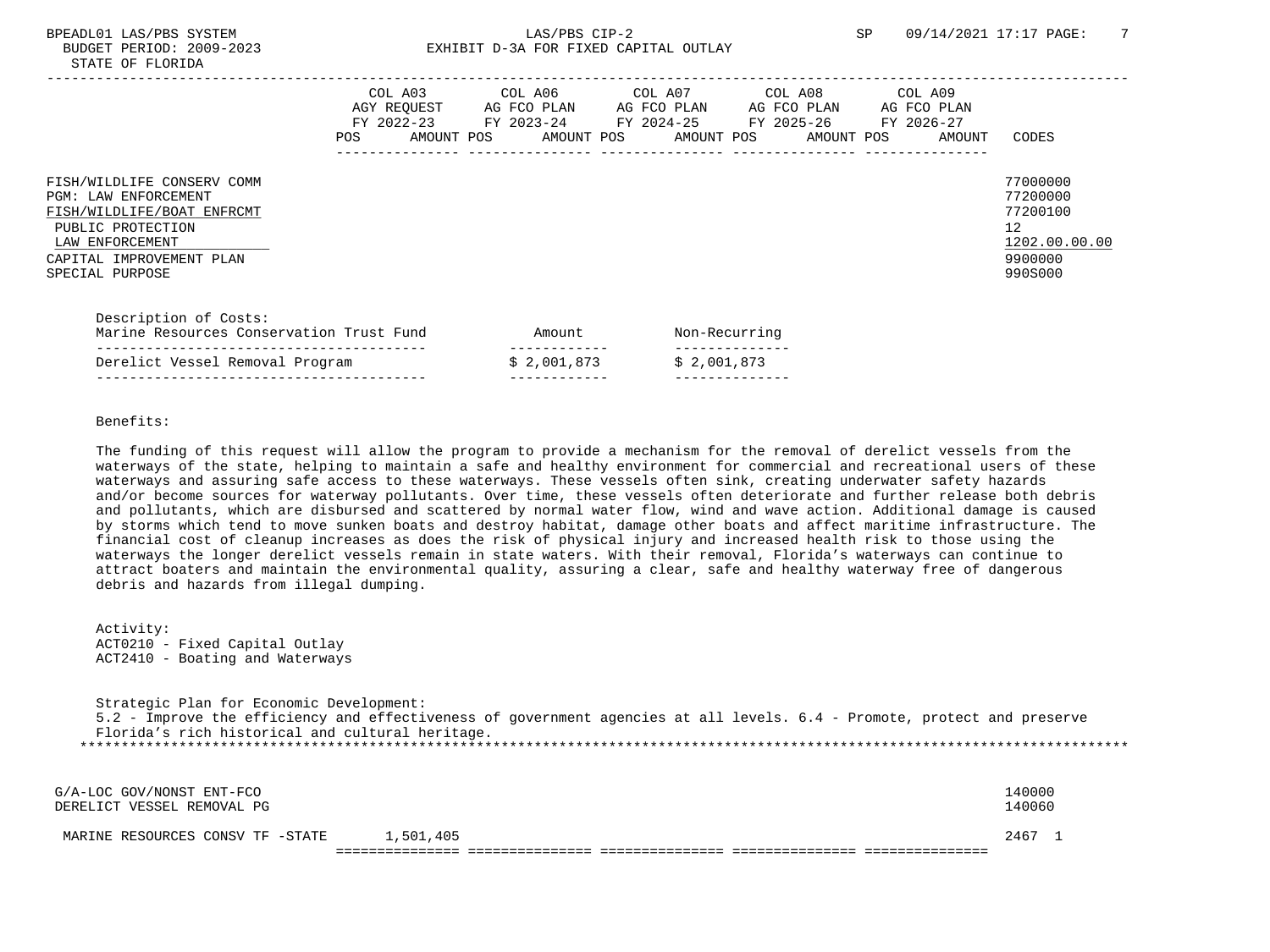BPEADL01 LAS/PBS SYSTEM LAS/PBS CIP-2 SP 09/14/2021 17:17

BUDGET PERIOD: 2009-2023 EXHIBIT D-3A FOR FIXED CAPITAL OUTLAY

STATE OF FLORIDA

| | COL A03 AGY REQUEST FY 2022-23 POS AMOUNT | COL A06 AG FCO PLAN FY 2023-24 POS AMOUNT | COL A07 AG FCO PLAN FY 2024-25 POS AMOUNT | COL A08 AG FCO PLAN FY 2025-26 POS AMOUNT | COL A09 AG FCO PLAN FY 2026-27 POS AMOUNT | CODES |
|---|---|---|---|---|---|---|
| FISH/WILDLIFE CONSERV COMM | | | | | | 77000000 |
| PGM: LAW ENFORCEMENT | | | | | | 77200000 |
| FISH/WILDLIFE/BOAT ENFRCMT | | | | | | 77200100 |
| PUBLIC PROTECTION | | | | | | 12 |
| LAW ENFORCEMENT | | | | | | 1202.00.00.00 |
| CAPITAL IMPROVEMENT PLAN | | | | | | 9900000 |
| SPECIAL PURPOSE | | | | | | 990S000 |

Description of Costs:

| Marine Resources Conservation Trust Fund | Amount | Non-Recurring |
|---|---|---|
| Derelict Vessel Removal Program | $ 2,001,873 | $ 2,001,873 |

Benefits:

The funding of this request will allow the program to provide a mechanism for the removal of derelict vessels from the waterways of the state, helping to maintain a safe and healthy environment for commercial and recreational users of these waterways and assuring safe access to these waterways. These vessels often sink, creating underwater safety hazards and/or become sources for waterway pollutants. Over time, these vessels often deteriorate and further release both debris and pollutants, which are disbursed and scattered by normal water flow, wind and wave action. Additional damage is caused by storms which tend to move sunken boats and destroy habitat, damage other boats and affect maritime infrastructure. The financial cost of cleanup increases as does the risk of physical injury and increased health risk to those using the waterways the longer derelict vessels remain in state waters. With their removal, Florida's waterways can continue to attract boaters and maintain the environmental quality, assuring a clear, safe and healthy waterway free of dangerous debris and hazards from illegal dumping.

Activity:
ACT0210 - Fixed Capital Outlay
ACT2410 - Boating and Waterways

Strategic Plan for Economic Development:
5.2 - Improve the efficiency and effectiveness of government agencies at all levels. 6.4 - Promote, protect and preserve Florida's rich historical and cultural heritage.

*******************************************************************************************************************************

| | COL A03 | COL A06 | COL A07 | COL A08 | COL A09 | CODES |
|---|---|---|---|---|---|---|
| G/A-LOC GOV/NONST ENT-FCO | | | | | | 140000 |
| DERELICT VESSEL REMOVAL PG | | | | | | 140060 |
| MARINE RESOURCES CONSV TF -STATE | 1,501,405 | | | | | 2467 1 |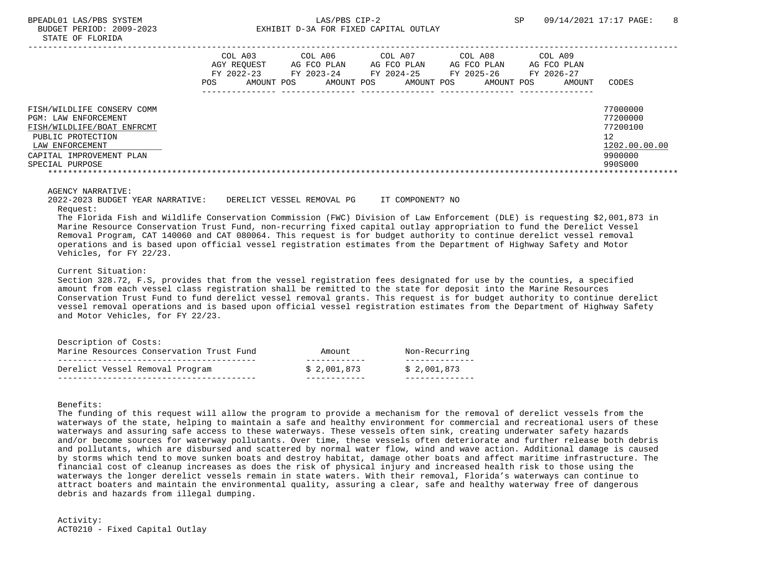| | COL A03 AGY REQUEST FY 2022-23 | | COL A06 AG FCO PLAN FY 2023-24 | | COL A07 AG FCO PLAN FY 2024-25 | | COL A08 AG FCO PLAN FY 2025-26 | | COL A09 AG FCO PLAN FY 2026-27 | | |
|---|---|---|---|---|---|---|---|---|---|---|---|
| | POS | AMOUNT | POS | AMOUNT | POS | AMOUNT | POS | AMOUNT | POS | AMOUNT | CODES |
| FISH/WILDLIFE CONSERV COMM | | | | | | | | | | | 77000000 |
| PGM: LAW ENFORCEMENT | | | | | | | | | | | 77200000 |
| FISH/WILDLIFE/BOAT ENFRCMT | | | | | | | | | | | 77200100 |
| PUBLIC PROTECTION | | | | | | | | | | | 12 |
| LAW ENFORCEMENT | | | | | | | | | | | 1202.00.00.00 |
| CAPITAL IMPROVEMENT PLAN | | | | | | | | | | | 9900000 |
| SPECIAL PURPOSE | | | | | | | | | | | 990S000 |

AGENCY NARRATIVE:

2022-2023 BUDGET YEAR NARRATIVE: DERELICT VESSEL REMOVAL PG IT COMPONENT? NO

Request:

The Florida Fish and Wildlife Conservation Commission (FWC) Division of Law Enforcement (DLE) is requesting $2,001,873 in Marine Resource Conservation Trust Fund, non-recurring fixed capital outlay appropriation to fund the Derelict Vessel Removal Program, CAT 140060 and CAT 080064. This request is for budget authority to continue derelict vessel removal operations and is based upon official vessel registration estimates from the Department of Highway Safety and Motor Vehicles, for FY 22/23.

Current Situation:

Section 328.72, F.S, provides that from the vessel registration fees designated for use by the counties, a specified amount from each vessel class registration shall be remitted to the state for deposit into the Marine Resources Conservation Trust Fund to fund derelict vessel removal grants. This request is for budget authority to continue derelict vessel removal operations and is based upon official vessel registration estimates from the Department of Highway Safety and Motor Vehicles, for FY 22/23.

Description of Costs:

| Marine Resources Conservation Trust Fund | Amount | Non-Recurring |
|---|---|---|
| Derelict Vessel Removal Program | $ 2,001,873 | $ 2,001,873 |

Benefits:

The funding of this request will allow the program to provide a mechanism for the removal of derelict vessels from the waterways of the state, helping to maintain a safe and healthy environment for commercial and recreational users of these waterways and assuring safe access to these waterways. These vessels often sink, creating underwater safety hazards and/or become sources for waterway pollutants. Over time, these vessels often deteriorate and further release both debris and pollutants, which are disbursed and scattered by normal water flow, wind and wave action. Additional damage is caused by storms which tend to move sunken boats and destroy habitat, damage other boats and affect maritime infrastructure. The financial cost of cleanup increases as does the risk of physical injury and increased health risk to those using the waterways the longer derelict vessels remain in state waters. With their removal, Florida's waterways can continue to attract boaters and maintain the environmental quality, assuring a clear, safe and healthy waterway free of dangerous debris and hazards from illegal dumping.

Activity:

ACT0210 - Fixed Capital Outlay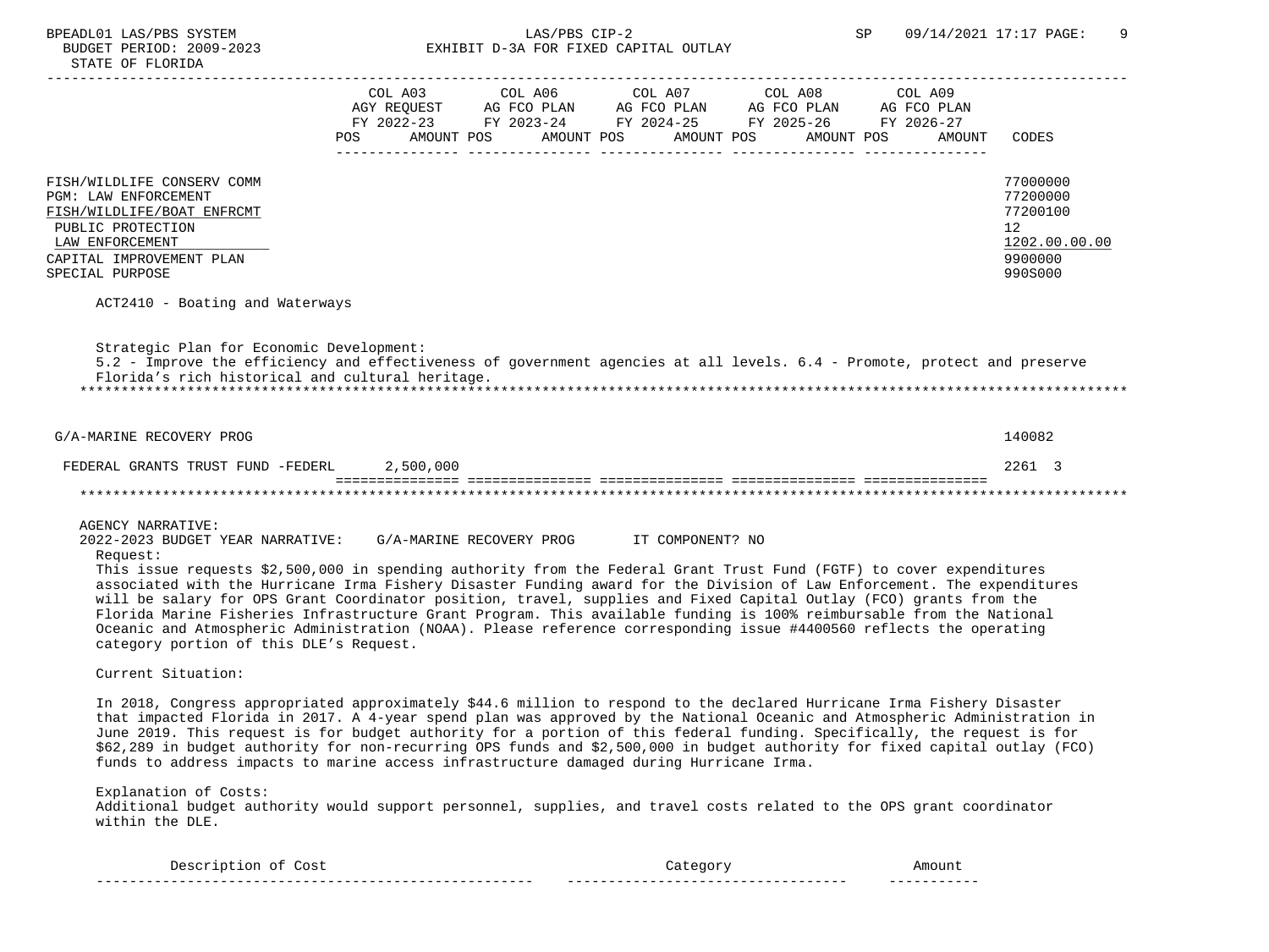| | COL A03 AGY REQUEST FY 2022-23 POS AMOUNT | COL A06 AG FCO PLAN FY 2023-24 POS AMOUNT | COL A07 AG FCO PLAN FY 2024-25 POS AMOUNT | COL A08 AG FCO PLAN FY 2025-26 POS AMOUNT | COL A09 AG FCO PLAN FY 2026-27 POS AMOUNT | CODES |
|---|---|---|---|---|---|---|
| FISH/WILDLIFE CONSERV COMM | | | | | | 77000000 |
| PGM: LAW ENFORCEMENT | | | | | | 77200000 |
| FISH/WILDLIFE/BOAT ENFRCMT | | | | | | 77200100 |
| PUBLIC PROTECTION | | | | | | 12 |
| LAW ENFORCEMENT | | | | | | 1202.00.00.00 |
| CAPITAL IMPROVEMENT PLAN | | | | | | 9900000 |
| SPECIAL PURPOSE | | | | | | 990S000 |

ACT2410 - Boating and Waterways

Strategic Plan for Economic Development:
5.2 - Improve the efficiency and effectiveness of government agencies at all levels. 6.4 - Promote, protect and preserve Florida's rich historical and cultural heritage.

| | COL A03 | COL A06 | COL A07 | COL A08 | COL A09 | CODES |
|---|---|---|---|---|---|---|
| G/A-MARINE RECOVERY PROG | | | | | | 140082 |
| FEDERAL GRANTS TRUST FUND -FEDERL | 2,500,000 | | | | | 2261 3 |

AGENCY NARRATIVE:
2022-2023 BUDGET YEAR NARRATIVE: G/A-MARINE RECOVERY PROG IT COMPONENT? NO

Request:
This issue requests $2,500,000 in spending authority from the Federal Grant Trust Fund (FGTF) to cover expenditures associated with the Hurricane Irma Fishery Disaster Funding award for the Division of Law Enforcement. The expenditures will be salary for OPS Grant Coordinator position, travel, supplies and Fixed Capital Outlay (FCO) grants from the Florida Marine Fisheries Infrastructure Grant Program. This available funding is 100% reimbursable from the National Oceanic and Atmospheric Administration (NOAA). Please reference corresponding issue #4400560 reflects the operating category portion of this DLE's Request.

Current Situation:

In 2018, Congress appropriated approximately $44.6 million to respond to the declared Hurricane Irma Fishery Disaster that impacted Florida in 2017. A 4-year spend plan was approved by the National Oceanic and Atmospheric Administration in June 2019. This request is for budget authority for a portion of this federal funding. Specifically, the request is for $62,289 in budget authority for non-recurring OPS funds and $2,500,000 in budget authority for fixed capital outlay (FCO) funds to address impacts to marine access infrastructure damaged during Hurricane Irma.

Explanation of Costs:
Additional budget authority would support personnel, supplies, and travel costs related to the OPS grant coordinator within the DLE.

| Description of Cost | Category | Amount |
|---|---|---|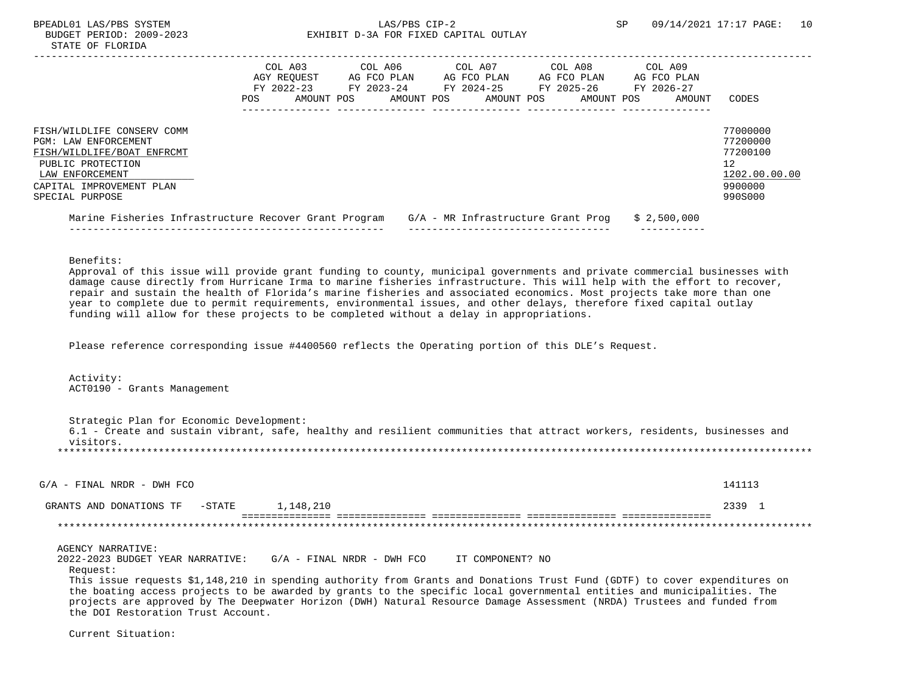FISH/WILDLIFE CONSERV COMM — 77000000
PGM: LAW ENFORCEMENT — 77200000
FISH/WILDLIFE/BOAT ENFRCMT — 77200100
PUBLIC PROTECTION — 12
LAW ENFORCEMENT — 1202.00.00.00
CAPITAL IMPROVEMENT PLAN — 9900000
SPECIAL PURPOSE — 990S000

| | COL A03 AGY REQUEST FY 2022-23 POS AMOUNT | COL A06 AG FCO PLAN FY 2023-24 POS AMOUNT | COL A07 AG FCO PLAN FY 2024-25 POS AMOUNT | COL A08 AG FCO PLAN FY 2025-26 POS AMOUNT | COL A09 AG FCO PLAN FY 2026-27 POS AMOUNT | CODES |
|---|---|---|---|---|---|---|

| Marine Fisheries Infrastructure Recover Grant Program | G/A - MR Infrastructure Grant Prog | $ 2,500,000 |
|---|---|---|

Benefits:
Approval of this issue will provide grant funding to county, municipal governments and private commercial businesses with damage cause directly from Hurricane Irma to marine fisheries infrastructure. This will help with the effort to recover, repair and sustain the health of Florida's marine fisheries and associated economics. Most projects take more than one year to complete due to permit requirements, environmental issues, and other delays, therefore fixed capital outlay funding will allow for these projects to be completed without a delay in appropriations.

Please reference corresponding issue #4400560 reflects the Operating portion of this DLE's Request.

Activity:
ACT0190 - Grants Management

Strategic Plan for Economic Development:
6.1 - Create and sustain vibrant, safe, healthy and resilient communities that attract workers, residents, businesses and visitors.

*****

| | COL A03 | COL A06 | COL A07 | COL A08 | COL A09 | CODES |
|---|---|---|---|---|---|---|
| G/A - FINAL NRDR - DWH FCO | | | | | | 141113 |
| GRANTS AND DONATIONS TF -STATE | 1,148,210 | | | | | 2339 1 |

*****

AGENCY NARRATIVE:
2022-2023 BUDGET YEAR NARRATIVE: G/A - FINAL NRDR - DWH FCO IT COMPONENT? NO

Request:
This issue requests $1,148,210 in spending authority from Grants and Donations Trust Fund (GDTF) to cover expenditures on the boating access projects to be awarded by grants to the specific local governmental entities and municipalities. The projects are approved by The Deepwater Horizon (DWH) Natural Resource Damage Assessment (NRDA) Trustees and funded from the DOI Restoration Trust Account.

Current Situation: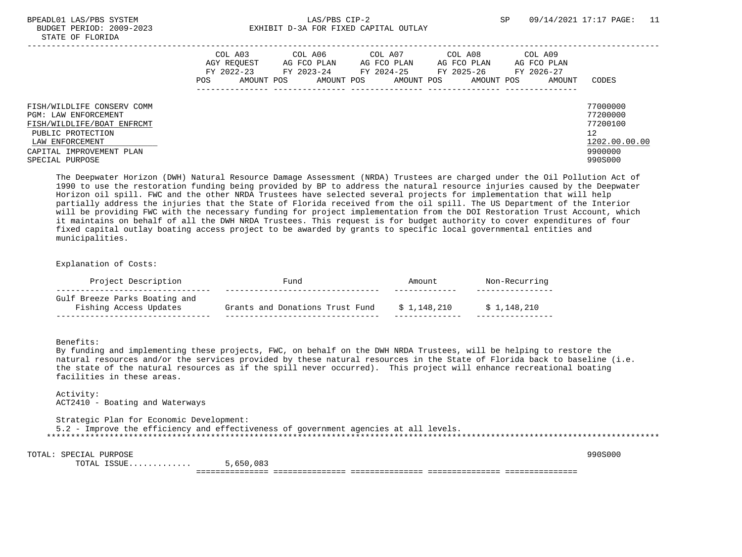BPEADL01 LAS/PBS SYSTEM
BUDGET PERIOD: 2009-2023
STATE OF FLORIDA

LAS/PBS CIP-2
EXHIBIT D-3A FOR FIXED CAPITAL OUTLAY

SP 09/14/2021 17:17

| | COL A03 AGY REQUEST FY 2022-23 POS AMOUNT | COL A06 AG FCO PLAN FY 2023-24 POS AMOUNT | COL A07 AG FCO PLAN FY 2024-25 POS AMOUNT | COL A08 AG FCO PLAN FY 2025-26 POS AMOUNT | COL A09 AG FCO PLAN FY 2026-27 POS AMOUNT | CODES |
|---|---|---|---|---|---|---|
| FISH/WILDLIFE CONSERV COMM | | | | | | 77000000 |
| PGM: LAW ENFORCEMENT | | | | | | 77200000 |
| FISH/WILDLIFE/BOAT ENFRCMT | | | | | | 77200100 |
| PUBLIC PROTECTION | | | | | | 12 |
| LAW ENFORCEMENT | | | | | | 1202.00.00.00 |
| CAPITAL IMPROVEMENT PLAN | | | | | | 9900000 |
| SPECIAL PURPOSE | | | | | | 990S000 |

The Deepwater Horizon (DWH) Natural Resource Damage Assessment (NRDA) Trustees are charged under the Oil Pollution Act of 1990 to use the restoration funding being provided by BP to address the natural resource injuries caused by the Deepwater Horizon oil spill. FWC and the other NRDA Trustees have selected several projects for implementation that will help partially address the injuries that the State of Florida received from the oil spill. The US Department of the Interior will be providing FWC with the necessary funding for project implementation from the DOI Restoration Trust Account, which it maintains on behalf of all the DWH NRDA Trustees. This request is for budget authority to cover expenditures of four fixed capital outlay boating access project to be awarded by grants to specific local governmental entities and municipalities.

Explanation of Costs:

| Project Description | Fund | Amount | Non-Recurring |
|---|---|---|---|
| Gulf Breeze Parks Boating and Fishing Access Updates | Grants and Donations Trust Fund | $ 1,148,210 | $ 1,148,210 |

Benefits:
By funding and implementing these projects, FWC, on behalf on the DWH NRDA Trustees, will be helping to restore the natural resources and/or the services provided by these natural resources in the State of Florida back to baseline (i.e. the state of the natural resources as if the spill never occurred). This project will enhance recreational boating facilities in these areas.

Activity:
ACT2410 - Boating and Waterways

Strategic Plan for Economic Development:
5.2 - Improve the efficiency and effectiveness of government agencies at all levels.

| | COL A03 | COL A06 | COL A07 | COL A08 | COL A09 | CODES |
|---|---|---|---|---|---|---|
| TOTAL: SPECIAL PURPOSE | | | | | | 990S000 |
| TOTAL ISSUE............ | 5,650,083 | | | | | |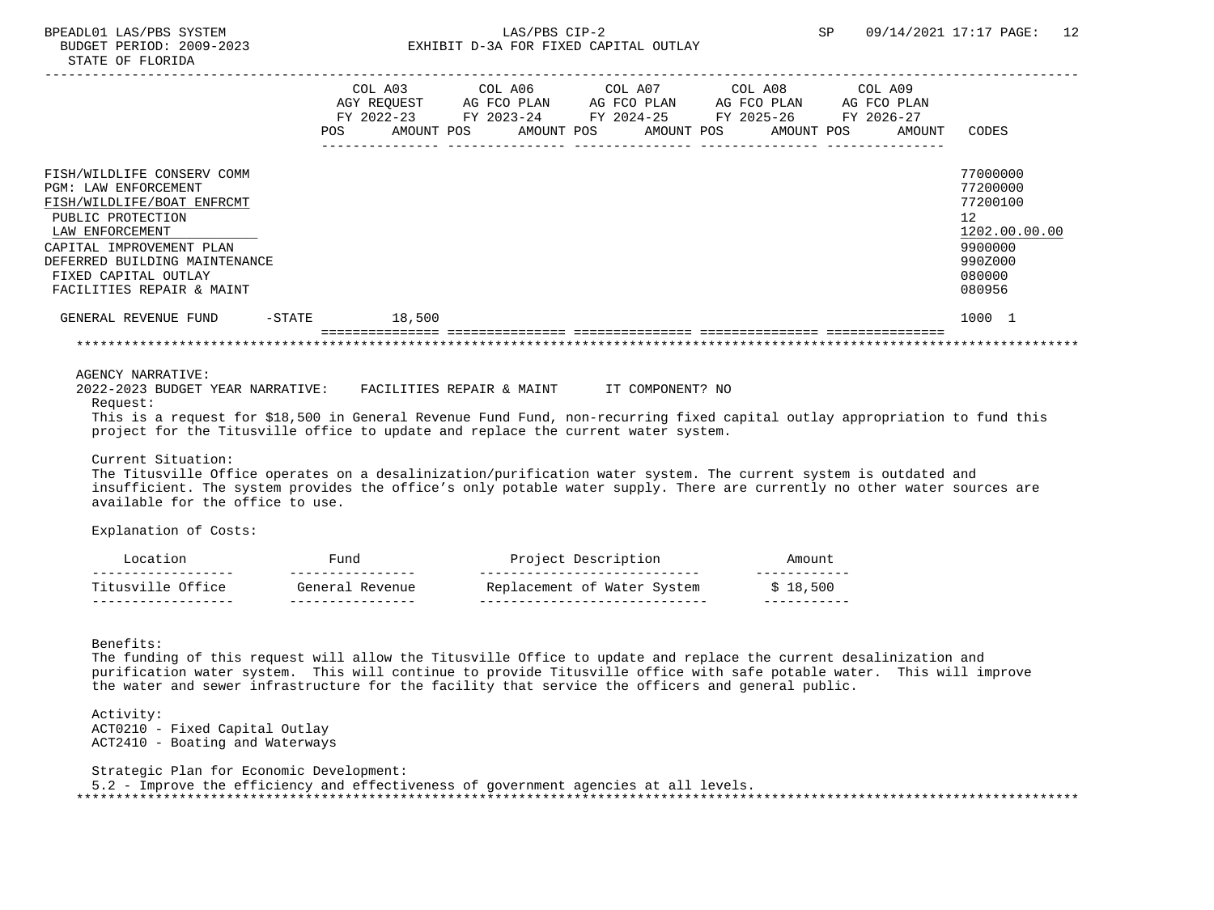BPEADL01 LAS/PBS SYSTEM | LAS/PBS CIP-2 | SP 09/14/2021 17:17

BUDGET PERIOD: 2009-2023

STATE OF FLORIDA

EXHIBIT D-3A FOR FIXED CAPITAL OUTLAY

| | COL A03 AGY REQUEST FY 2022-23 POS AMOUNT | COL A06 AG FCO PLAN FY 2023-24 POS AMOUNT | COL A07 AG FCO PLAN FY 2024-25 POS AMOUNT | COL A08 AG FCO PLAN FY 2025-26 POS AMOUNT | COL A09 AG FCO PLAN FY 2026-27 POS AMOUNT | CODES |
|---|---|---|---|---|---|---|
| FISH/WILDLIFE CONSERV COMM | | | | | | 77000000 |
| PGM: LAW ENFORCEMENT | | | | | | 77200000 |
| FISH/WILDLIFE/BOAT ENFRCMT | | | | | | 77200100 |
| PUBLIC PROTECTION | | | | | | 12 |
| LAW ENFORCEMENT | | | | | | 1202.00.00.00 |
| CAPITAL IMPROVEMENT PLAN | | | | | | 9900000 |
| DEFERRED BUILDING MAINTENANCE | | | | | | 990Z000 |
| FIXED CAPITAL OUTLAY | | | | | | 080000 |
| FACILITIES REPAIR & MAINT | | | | | | 080956 |
| GENERAL REVENUE FUND -STATE | 18,500 | | | | | 1000 1 |

AGENCY NARRATIVE:

2022-2023 BUDGET YEAR NARRATIVE: FACILITIES REPAIR & MAINT IT COMPONENT? NO

Request:

This is a request for $18,500 in General Revenue Fund Fund, non-recurring fixed capital outlay appropriation to fund this project for the Titusville office to update and replace the current water system.

Current Situation:

The Titusville Office operates on a desalinization/purification water system. The current system is outdated and insufficient. The system provides the office's only potable water supply. There are currently no other water sources are available for the office to use.

Explanation of Costs:

| Location | Fund | Project Description | Amount |
|---|---|---|---|
| Titusville Office | General Revenue | Replacement of Water System | $ 18,500 |

Benefits:

The funding of this request will allow the Titusville Office to update and replace the current desalinization and purification water system. This will continue to provide Titusville office with safe potable water. This will improve the water and sewer infrastructure for the facility that service the officers and general public.

Activity:

ACT0210 - Fixed Capital Outlay

ACT2410 - Boating and Waterways

Strategic Plan for Economic Development:

5.2 - Improve the efficiency and effectiveness of government agencies at all levels.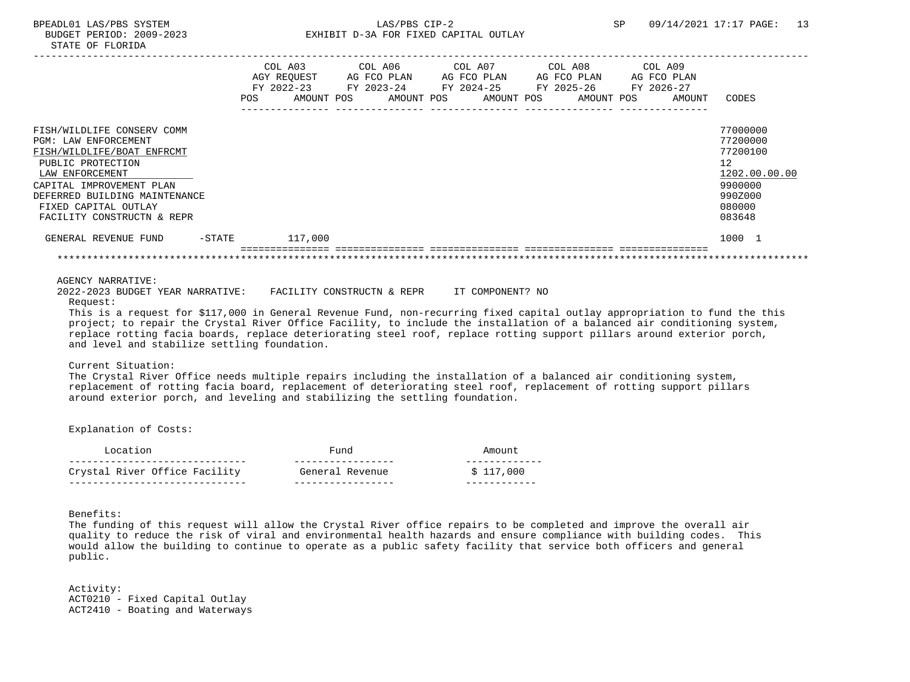BPEADL01 LAS/PBS SYSTEM — LAS/PBS CIP-2 — SP 09/14/2021 17:17

BUDGET PERIOD: 2009-2023 — EXHIBIT D-3A FOR FIXED CAPITAL OUTLAY

STATE OF FLORIDA

| | COL A03 AGY REQUEST FY 2022-23 | | COL A06 AG FCO PLAN FY 2023-24 | | COL A07 AG FCO PLAN FY 2024-25 | | COL A08 AG FCO PLAN FY 2025-26 | | COL A09 AG FCO PLAN FY 2026-27 | | CODES |
|---|---|---|---|---|---|---|---|---|---|---|---|
| | POS | AMOUNT | POS | AMOUNT | POS | AMOUNT | POS | AMOUNT | POS | AMOUNT | |
| FISH/WILDLIFE CONSERV COMM | | | | | | | | | | | 77000000 |
| PGM: LAW ENFORCEMENT | | | | | | | | | | | 77200000 |
| FISH/WILDLIFE/BOAT ENFRCMT | | | | | | | | | | | 77200100 |
| PUBLIC PROTECTION | | | | | | | | | | | 12 |
| LAW ENFORCEMENT | | | | | | | | | | | 1202.00.00.00 |
| CAPITAL IMPROVEMENT PLAN | | | | | | | | | | | 9900000 |
| DEFERRED BUILDING MAINTENANCE | | | | | | | | | | | 990Z000 |
| FIXED CAPITAL OUTLAY | | | | | | | | | | | 080000 |
| FACILITY CONSTRUCTN & REPR | | | | | | | | | | | 083648 |
| GENERAL REVENUE FUND -STATE | | 117,000 | | | | | | | | | 1000 1 |

AGENCY NARRATIVE:

2022-2023 BUDGET YEAR NARRATIVE: FACILITY CONSTRUCTN & REPR IT COMPONENT? NO

Request:

This is a request for $117,000 in General Revenue Fund, non-recurring fixed capital outlay appropriation to fund the this project; to repair the Crystal River Office Facility, to include the installation of a balanced air conditioning system, replace rotting facia boards, replace deteriorating steel roof, replace rotting support pillars around exterior porch, and level and stabilize settling foundation.

Current Situation:

The Crystal River Office needs multiple repairs including the installation of a balanced air conditioning system, replacement of rotting facia board, replacement of deteriorating steel roof, replacement of rotting support pillars around exterior porch, and leveling and stabilizing the settling foundation.

Explanation of Costs:

| Location | Fund | Amount |
|---|---|---|
| Crystal River Office Facility | General Revenue | $ 117,000 |

Benefits:

The funding of this request will allow the Crystal River office repairs to be completed and improve the overall air quality to reduce the risk of viral and environmental health hazards and ensure compliance with building codes. This would allow the building to continue to operate as a public safety facility that service both officers and general public.

Activity:

ACT0210 - Fixed Capital Outlay

ACT2410 - Boating and Waterways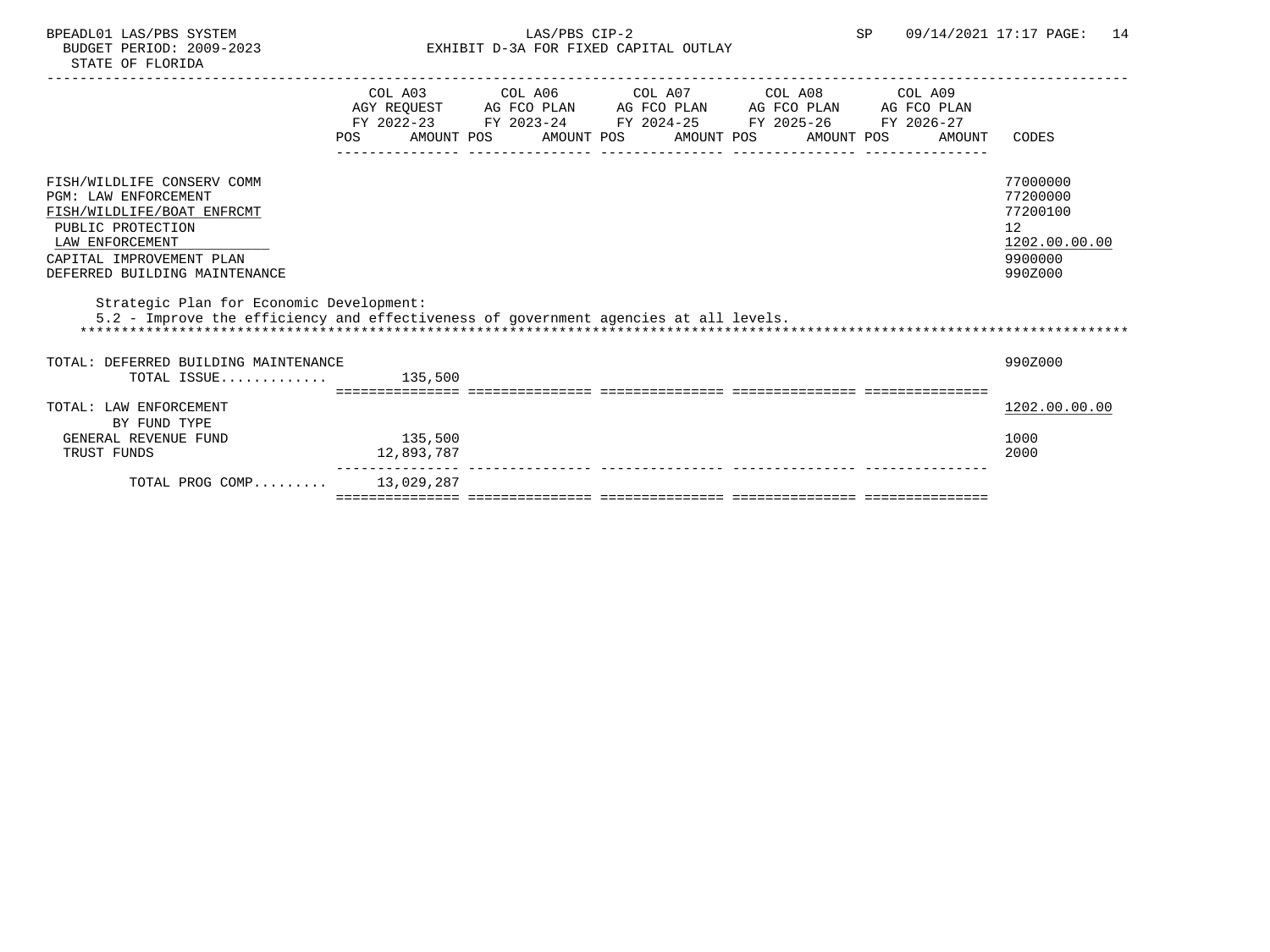BPEADL01 LAS/PBS SYSTEM — LAS/PBS CIP-2 — SP 09/14/2021 17:17

BUDGET PERIOD: 2009-2023 — EXHIBIT D-3A FOR FIXED CAPITAL OUTLAY

STATE OF FLORIDA

| | COL A03 AGY REQUEST FY 2022-23 POS AMOUNT | COL A06 AG FCO PLAN FY 2023-24 POS AMOUNT | COL A07 AG FCO PLAN FY 2024-25 POS AMOUNT | COL A08 AG FCO PLAN FY 2025-26 POS AMOUNT | COL A09 AG FCO PLAN FY 2026-27 POS AMOUNT | CODES |
|---|---|---|---|---|---|---|
| FISH/WILDLIFE CONSERV COMM | | | | | | 77000000 |
| PGM: LAW ENFORCEMENT | | | | | | 77200000 |
| FISH/WILDLIFE/BOAT ENFRCMT | | | | | | 77200100 |
| PUBLIC PROTECTION | | | | | | 12 |
| LAW ENFORCEMENT | | | | | | 1202.00.00.00 |
| CAPITAL IMPROVEMENT PLAN | | | | | | 9900000 |
| DEFERRED BUILDING MAINTENANCE | | | | | | 990Z000 |

Strategic Plan for Economic Development:
5.2 - Improve the efficiency and effectiveness of government agencies at all levels.

| | COL A03 | COL A06 | COL A07 | COL A08 | COL A09 | CODES |
|---|---|---|---|---|---|---|
| TOTAL: DEFERRED BUILDING MAINTENANCE | | | | | | 990Z000 |
| TOTAL ISSUE............. | 135,500 | | | | | |
| TOTAL: LAW ENFORCEMENT | | | | | | 1202.00.00.00 |
| BY FUND TYPE | | | | | | |
| GENERAL REVENUE FUND | 135,500 | | | | | 1000 |
| TRUST FUNDS | 12,893,787 | | | | | 2000 |
| TOTAL PROG COMP......... | 13,029,287 | | | | | |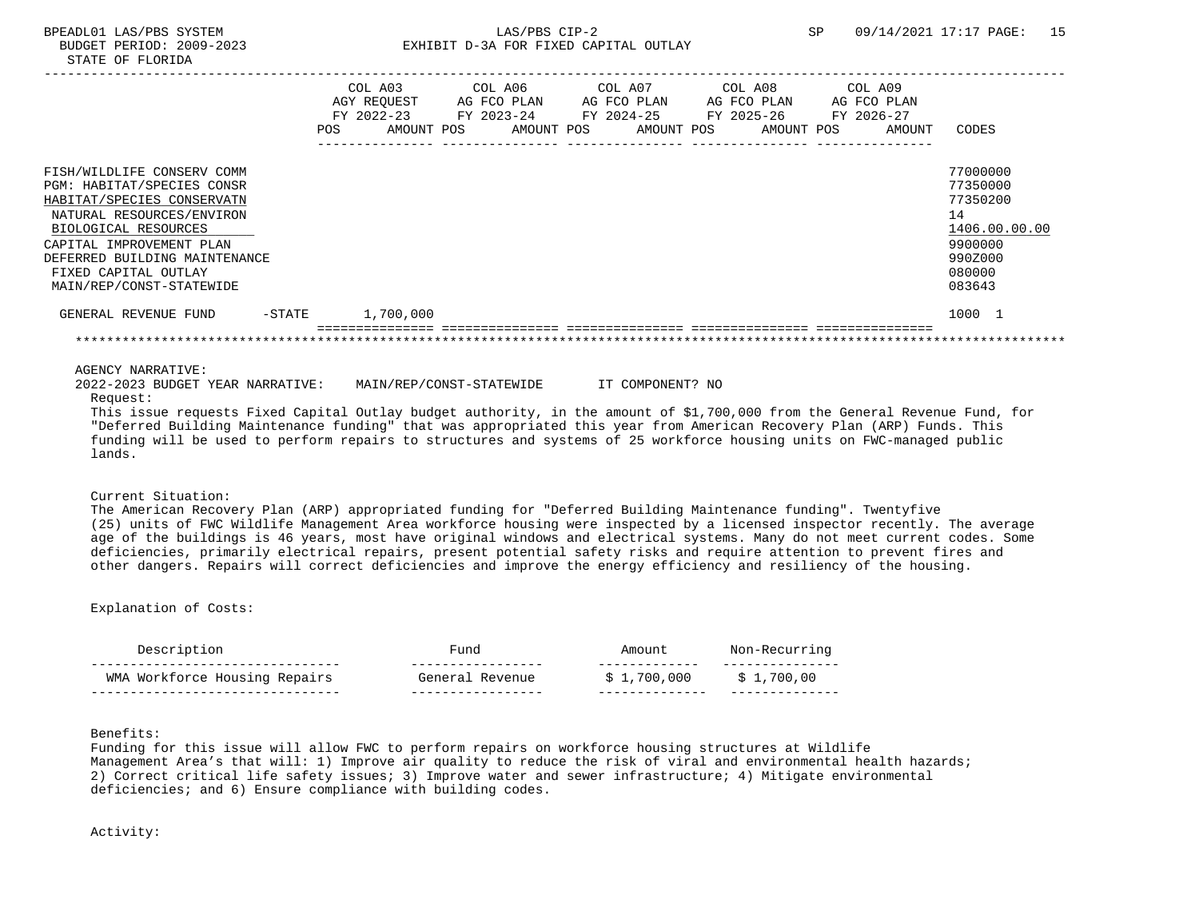BUDGET PERIOD: 2009-2023 — EXHIBIT D-3A FOR FIXED CAPITAL OUTLAY

STATE OF FLORIDA

| | COL A03 AGY REQUEST FY 2022-23 POS AMOUNT | COL A06 AG FCO PLAN FY 2023-24 POS AMOUNT | COL A07 AG FCO PLAN FY 2024-25 POS AMOUNT | COL A08 AG FCO PLAN FY 2025-26 POS AMOUNT | COL A09 AG FCO PLAN FY 2026-27 POS AMOUNT | CODES |
|---|---|---|---|---|---|---|
| FISH/WILDLIFE CONSERV COMM | | | | | | 77000000 |
| PGM: HABITAT/SPECIES CONSR | | | | | | 77350000 |
| HABITAT/SPECIES CONSERVATN | | | | | | 77350200 |
| NATURAL RESOURCES/ENVIRON | | | | | | 14 |
| BIOLOGICAL RESOURCES | | | | | | 1406.00.00.00 |
| CAPITAL IMPROVEMENT PLAN | | | | | | 9900000 |
| DEFERRED BUILDING MAINTENANCE | | | | | | 990Z000 |
| FIXED CAPITAL OUTLAY | | | | | | 080000 |
| MAIN/REP/CONST-STATEWIDE | | | | | | 083643 |
| GENERAL REVENUE FUND -STATE | 1,700,000 | | | | | 1000 1 |

AGENCY NARRATIVE:

2022-2023 BUDGET YEAR NARRATIVE: MAIN/REP/CONST-STATEWIDE IT COMPONENT? NO

Request:

This issue requests Fixed Capital Outlay budget authority, in the amount of $1,700,000 from the General Revenue Fund, for "Deferred Building Maintenance funding" that was appropriated this year from American Recovery Plan (ARP) Funds. This funding will be used to perform repairs to structures and systems of 25 workforce housing units on FWC-managed public lands.

Current Situation:

The American Recovery Plan (ARP) appropriated funding for "Deferred Building Maintenance funding". Twentyfive (25) units of FWC Wildlife Management Area workforce housing were inspected by a licensed inspector recently. The average age of the buildings is 46 years, most have original windows and electrical systems. Many do not meet current codes. Some deficiencies, primarily electrical repairs, present potential safety risks and require attention to prevent fires and other dangers. Repairs will correct deficiencies and improve the energy efficiency and resiliency of the housing.

Explanation of Costs:

| Description | Fund | Amount | Non-Recurring |
|---|---|---|---|
| WMA Workforce Housing Repairs | General Revenue | $ 1,700,000 | $ 1,700,00 |

Benefits:

Funding for this issue will allow FWC to perform repairs on workforce housing structures at Wildlife Management Area's that will: 1) Improve air quality to reduce the risk of viral and environmental health hazards; 2) Correct critical life safety issues; 3) Improve water and sewer infrastructure; 4) Mitigate environmental deficiencies; and 6) Ensure compliance with building codes.

Activity: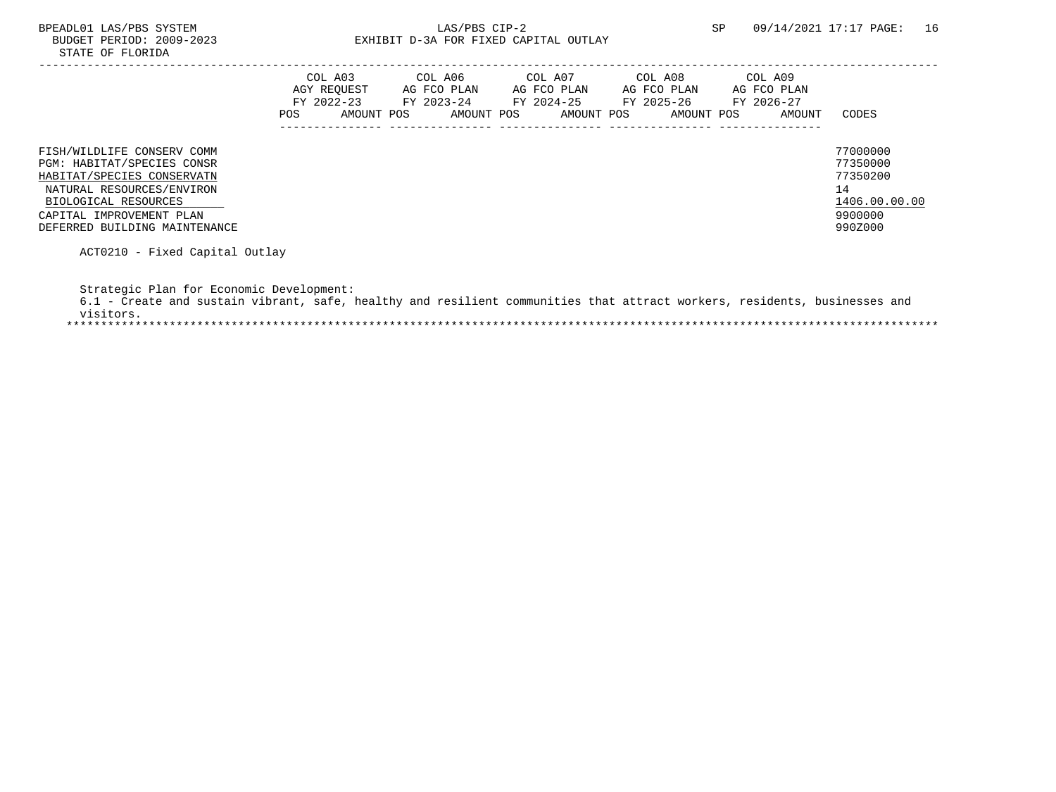| | COL A03 AGY REQUEST FY 2022-23 | | COL A06 AG FCO PLAN FY 2023-24 | | COL A07 AG FCO PLAN FY 2024-25 | | COL A08 AG FCO PLAN FY 2025-26 | | COL A09 AG FCO PLAN FY 2026-27 | | |
|---|---|---|---|---|---|---|---|---|---|---|---|
| | POS | AMOUNT | POS | AMOUNT | POS | AMOUNT | POS | AMOUNT | POS | AMOUNT | CODES |
| FISH/WILDLIFE CONSERV COMM | | | | | | | | | | | 77000000 |
| PGM: HABITAT/SPECIES CONSR | | | | | | | | | | | 77350000 |
| HABITAT/SPECIES CONSERVATN | | | | | | | | | | | 77350200 |
| NATURAL RESOURCES/ENVIRON | | | | | | | | | | | 14 |
| BIOLOGICAL RESOURCES | | | | | | | | | | | 1406.00.00.00 |
| CAPITAL IMPROVEMENT PLAN | | | | | | | | | | | 9900000 |
| DEFERRED BUILDING MAINTENANCE | | | | | | | | | | | 990Z000 |

ACT0210 - Fixed Capital Outlay

Strategic Plan for Economic Development:
6.1 - Create and sustain vibrant, safe, healthy and resilient communities that attract workers, residents, businesses and visitors.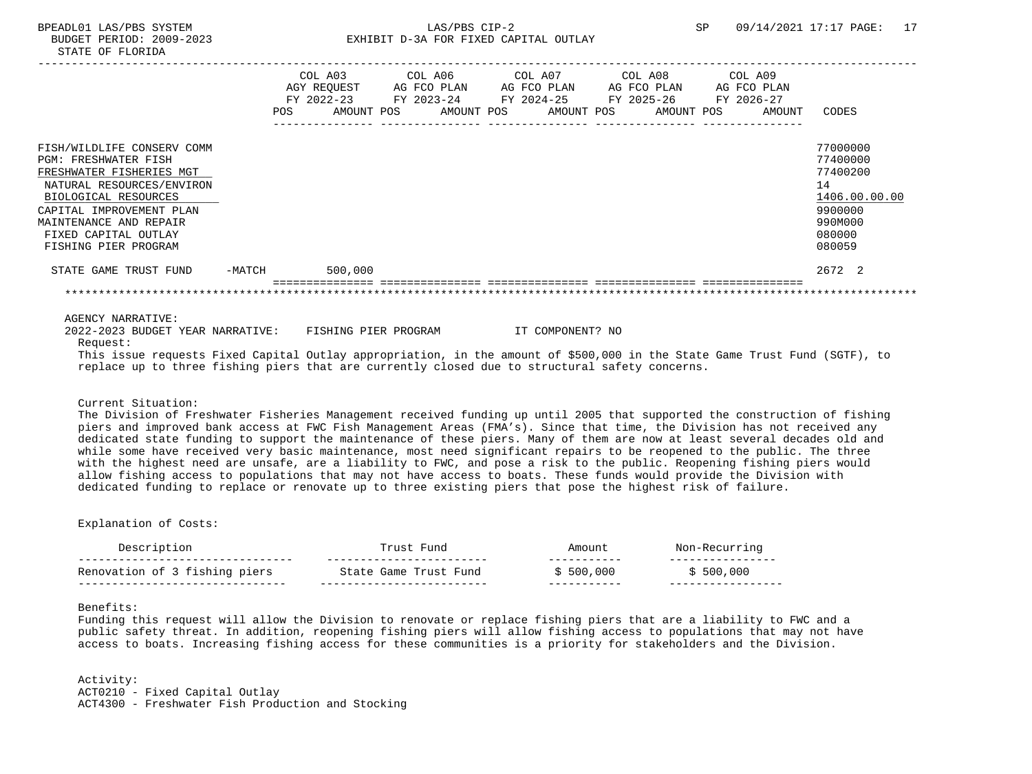BUDGET PERIOD: 2009-2023 EXHIBIT D-3A FOR FIXED CAPITAL OUTLAY
STATE OF FLORIDA

| | COL A03 AGY REQUEST FY 2022-23 POS AMOUNT | COL A06 AG FCO PLAN FY 2023-24 POS AMOUNT | COL A07 AG FCO PLAN FY 2024-25 POS AMOUNT | COL A08 AG FCO PLAN FY 2025-26 POS AMOUNT | COL A09 AG FCO PLAN FY 2026-27 POS AMOUNT | CODES |
|---|---|---|---|---|---|---|
| FISH/WILDLIFE CONSERV COMM | | | | | | 77000000 |
| PGM: FRESHWATER FISH | | | | | | 77400000 |
| FRESHWATER FISHERIES MGT | | | | | | 77400200 |
| NATURAL RESOURCES/ENVIRON | | | | | | 14 |
| BIOLOGICAL RESOURCES | | | | | | 1406.00.00.00 |
| CAPITAL IMPROVEMENT PLAN | | | | | | 9900000 |
| MAINTENANCE AND REPAIR | | | | | | 990M000 |
| FIXED CAPITAL OUTLAY | | | | | | 080000 |
| FISHING PIER PROGRAM | | | | | | 080059 |
| STATE GAME TRUST FUND -MATCH | 500,000 | | | | | 2672 2 |

AGENCY NARRATIVE:
2022-2023 BUDGET YEAR NARRATIVE: FISHING PIER PROGRAM IT COMPONENT? NO

Request:
This issue requests Fixed Capital Outlay appropriation, in the amount of $500,000 in the State Game Trust Fund (SGTF), to replace up to three fishing piers that are currently closed due to structural safety concerns.

Current Situation:
The Division of Freshwater Fisheries Management received funding up until 2005 that supported the construction of fishing piers and improved bank access at FWC Fish Management Areas (FMA's). Since that time, the Division has not received any dedicated state funding to support the maintenance of these piers. Many of them are now at least several decades old and while some have received very basic maintenance, most need significant repairs to be reopened to the public. The three with the highest need are unsafe, are a liability to FWC, and pose a risk to the public. Reopening fishing piers would allow fishing access to populations that may not have access to boats. These funds would provide the Division with dedicated funding to replace or renovate up to three existing piers that pose the highest risk of failure.

Explanation of Costs:

| Description | Trust Fund | Amount | Non-Recurring |
|---|---|---|---|
| Renovation of 3 fishing piers | State Game Trust Fund | $ 500,000 | $ 500,000 |

Benefits:
Funding this request will allow the Division to renovate or replace fishing piers that are a liability to FWC and a public safety threat. In addition, reopening fishing piers will allow fishing access to populations that may not have access to boats. Increasing fishing access for these communities is a priority for stakeholders and the Division.

Activity:
ACT0210 - Fixed Capital Outlay
ACT4300 - Freshwater Fish Production and Stocking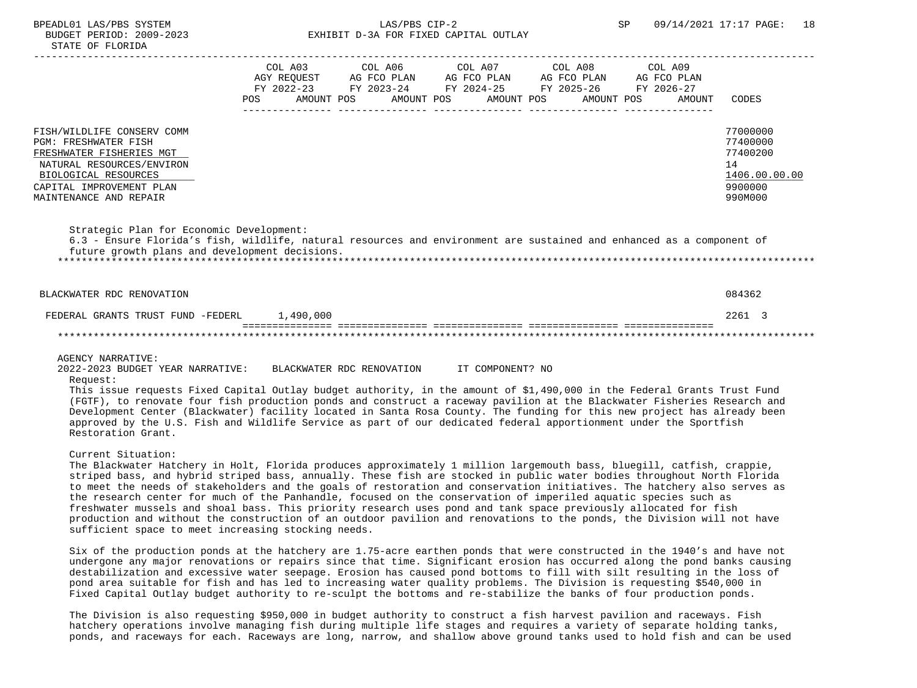FISH/WILDLIFE CONSERV COMM 77000000
PGM: FRESHWATER FISH 77400000
FRESHWATER FISHERIES MGT 77400200
NATURAL RESOURCES/ENVIRON 14
BIOLOGICAL RESOURCES 1406.00.00.00
CAPITAL IMPROVEMENT PLAN 9900000
MAINTENANCE AND REPAIR 990M000

| | COL A03 AGY REQUEST FY 2022-23 POS AMOUNT | COL A06 AG FCO PLAN FY 2023-24 POS AMOUNT | COL A07 AG FCO PLAN FY 2024-25 POS AMOUNT | COL A08 AG FCO PLAN FY 2025-26 POS AMOUNT | COL A09 AG FCO PLAN FY 2026-27 POS AMOUNT | CODES |
|---|---|---|---|---|---|---|

Strategic Plan for Economic Development:
6.3 - Ensure Florida's fish, wildlife, natural resources and environment are sustained and enhanced as a component of future growth plans and development decisions.

| | COL A03 | COL A06 | COL A07 | COL A08 | COL A09 | CODES |
|---|---|---|---|---|---|---|
| BLACKWATER RDC RENOVATION | | | | | | 084362 |
| FEDERAL GRANTS TRUST FUND -FEDERL | 1,490,000 | | | | | 2261 3 |

AGENCY NARRATIVE:
2022-2023 BUDGET YEAR NARRATIVE: BLACKWATER RDC RENOVATION IT COMPONENT? NO

Request:
This issue requests Fixed Capital Outlay budget authority, in the amount of $1,490,000 in the Federal Grants Trust Fund (FGTF), to renovate four fish production ponds and construct a raceway pavilion at the Blackwater Fisheries Research and Development Center (Blackwater) facility located in Santa Rosa County. The funding for this new project has already been approved by the U.S. Fish and Wildlife Service as part of our dedicated federal apportionment under the Sportfish Restoration Grant.

Current Situation:
The Blackwater Hatchery in Holt, Florida produces approximately 1 million largemouth bass, bluegill, catfish, crappie, striped bass, and hybrid striped bass, annually. These fish are stocked in public water bodies throughout North Florida to meet the needs of stakeholders and the goals of restoration and conservation initiatives. The hatchery also serves as the research center for much of the Panhandle, focused on the conservation of imperiled aquatic species such as freshwater mussels and shoal bass. This priority research uses pond and tank space previously allocated for fish production and without the construction of an outdoor pavilion and renovations to the ponds, the Division will not have sufficient space to meet increasing stocking needs.

Six of the production ponds at the hatchery are 1.75-acre earthen ponds that were constructed in the 1940's and have not undergone any major renovations or repairs since that time. Significant erosion has occurred along the pond banks causing destabilization and excessive water seepage. Erosion has caused pond bottoms to fill with silt resulting in the loss of pond area suitable for fish and has led to increasing water quality problems. The Division is requesting $540,000 in Fixed Capital Outlay budget authority to re-sculpt the bottoms and re-stabilize the banks of four production ponds.

The Division is also requesting $950,000 in budget authority to construct a fish harvest pavilion and raceways. Fish hatchery operations involve managing fish during multiple life stages and requires a variety of separate holding tanks, ponds, and raceways for each. Raceways are long, narrow, and shallow above ground tanks used to hold fish and can be used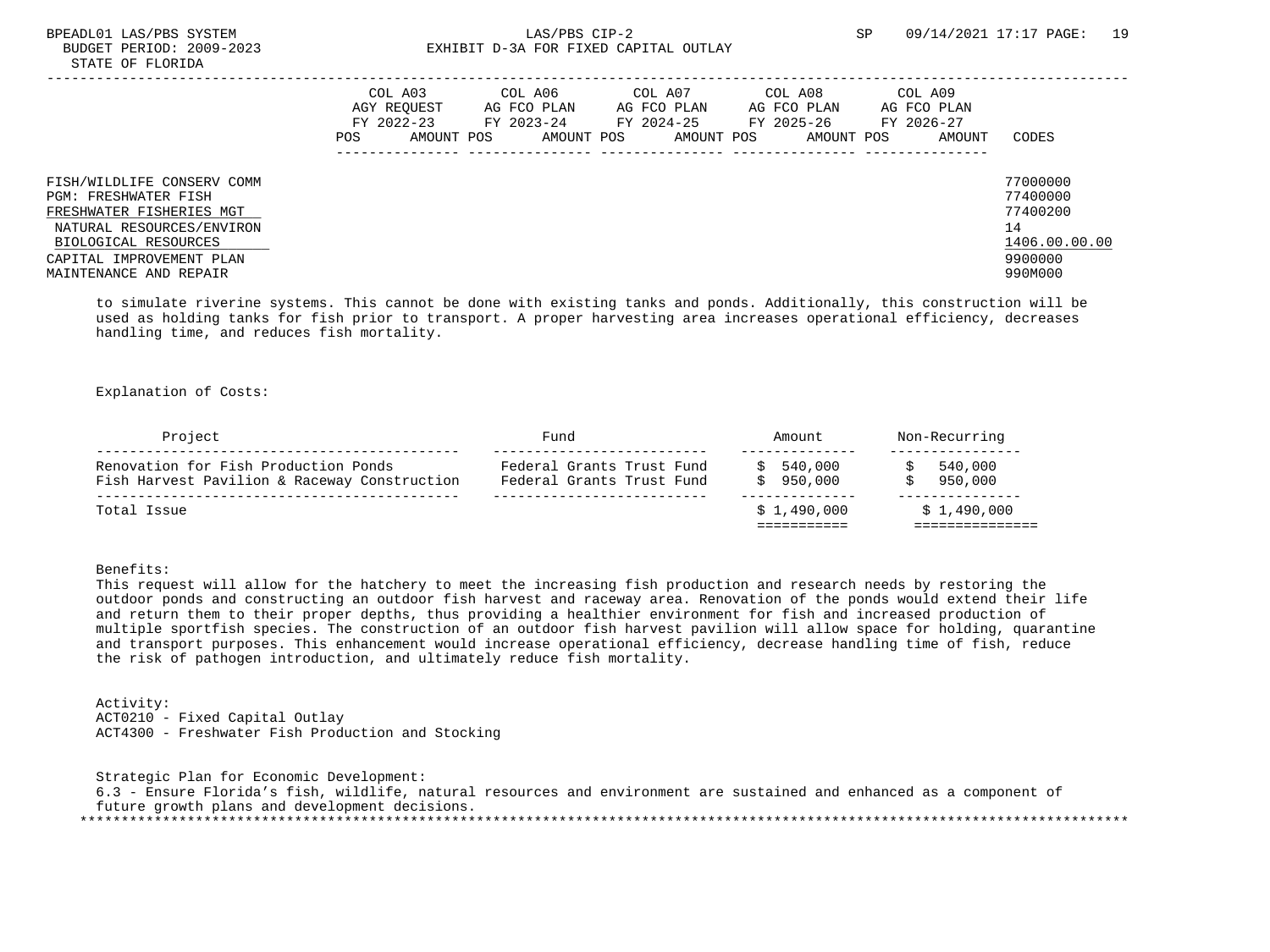FISH/WILDLIFE CONSERV COMM 77000000
PGM: FRESHWATER FISH 77400000
FRESHWATER FISHERIES MGT 77400200
NATURAL RESOURCES/ENVIRON 14
BIOLOGICAL RESOURCES 1406.00.00.00
CAPITAL IMPROVEMENT PLAN 9900000
MAINTENANCE AND REPAIR 990M000

| | COL A03 AGY REQUEST FY 2022-23 | | COL A06 AG FCO PLAN FY 2023-24 | | COL A07 AG FCO PLAN FY 2024-25 | | COL A08 AG FCO PLAN FY 2025-26 | | COL A09 AG FCO PLAN FY 2026-27 | | |
|---|---|---|---|---|---|---|---|---|---|---|---|
| | POS | AMOUNT | POS | AMOUNT | POS | AMOUNT | POS | AMOUNT | POS | AMOUNT | CODES |

to simulate riverine systems. This cannot be done with existing tanks and ponds. Additionally, this construction will be used as holding tanks for fish prior to transport. A proper harvesting area increases operational efficiency, decreases handling time, and reduces fish mortality.

Explanation of Costs:

| Project | Fund | Amount | Non-Recurring |
|---|---|---|---|
| Renovation for Fish Production Ponds | Federal Grants Trust Fund | $ 540,000 | $ 540,000 |
| Fish Harvest Pavilion & Raceway Construction | Federal Grants Trust Fund | $ 950,000 | $ 950,000 |
| Total Issue | | $ 1,490,000 | $ 1,490,000 |

Benefits:
This request will allow for the hatchery to meet the increasing fish production and research needs by restoring the outdoor ponds and constructing an outdoor fish harvest and raceway area. Renovation of the ponds would extend their life and return them to their proper depths, thus providing a healthier environment for fish and increased production of multiple sportfish species. The construction of an outdoor fish harvest pavilion will allow space for holding, quarantine and transport purposes. This enhancement would increase operational efficiency, decrease handling time of fish, reduce the risk of pathogen introduction, and ultimately reduce fish mortality.

Activity:
ACT0210 - Fixed Capital Outlay
ACT4300 - Freshwater Fish Production and Stocking

Strategic Plan for Economic Development:
6.3 - Ensure Florida's fish, wildlife, natural resources and environment are sustained and enhanced as a component of future growth plans and development decisions.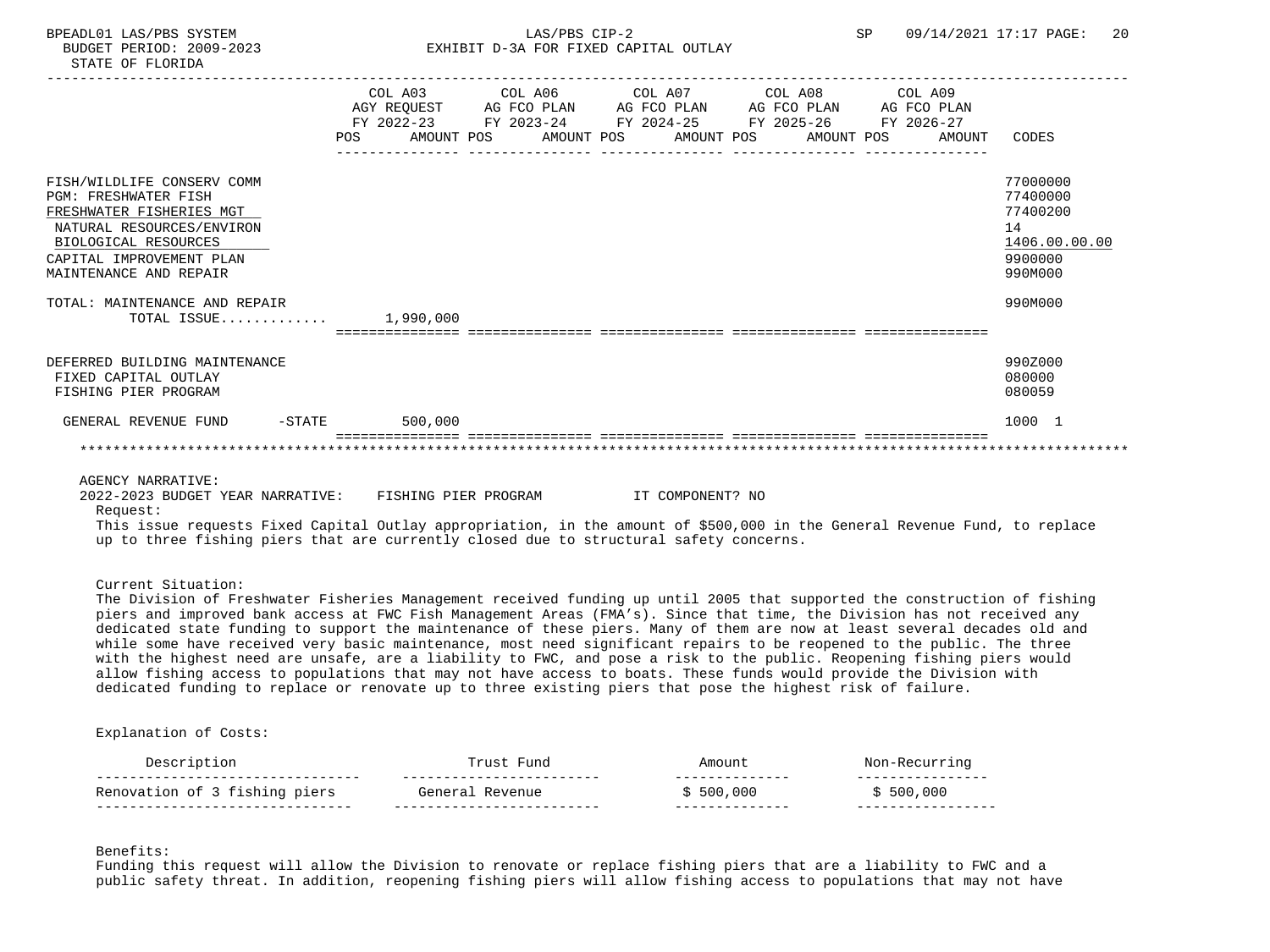BPEADL01 LAS/PBS SYSTEM — LAS/PBS CIP-2 — SP 09/14/2021 17:17

BUDGET PERIOD: 2009-2023 — EXHIBIT D-3A FOR FIXED CAPITAL OUTLAY

STATE OF FLORIDA

| | COL A03 AGY REQUEST FY 2022-23 POS | AMOUNT | COL A06 AG FCO PLAN FY 2023-24 POS | AMOUNT | COL A07 AG FCO PLAN FY 2024-25 POS | AMOUNT | COL A08 AG FCO PLAN FY 2025-26 POS | AMOUNT | COL A09 AG FCO PLAN FY 2026-27 POS | AMOUNT | CODES |
|---|---|---|---|---|---|---|---|---|---|---|---|
| FISH/WILDLIFE CONSERV COMM | | | | | | | | | | | 77000000 |
| PGM: FRESHWATER FISH | | | | | | | | | | | 77400000 |
| FRESHWATER FISHERIES MGT | | | | | | | | | | | 77400200 |
| NATURAL RESOURCES/ENVIRON | | | | | | | | | | | 14 |
| BIOLOGICAL RESOURCES | | | | | | | | | | | 1406.00.00.00 |
| CAPITAL IMPROVEMENT PLAN | | | | | | | | | | | 9900000 |
| MAINTENANCE AND REPAIR | | | | | | | | | | | 990M000 |
| TOTAL: MAINTENANCE AND REPAIR | | | | | | | | | | | 990M000 |
| TOTAL ISSUE............ | | 1,990,000 | | | | | | | | | |
| DEFERRED BUILDING MAINTENANCE | | | | | | | | | | | 990Z000 |
| FIXED CAPITAL OUTLAY | | | | | | | | | | | 080000 |
| FISHING PIER PROGRAM | | | | | | | | | | | 080059 |
| GENERAL REVENUE FUND -STATE | | 500,000 | | | | | | | | | 1000 1 |

AGENCY NARRATIVE:

2022-2023 BUDGET YEAR NARRATIVE: FISHING PIER PROGRAM IT COMPONENT? NO

Request:

This issue requests Fixed Capital Outlay appropriation, in the amount of $500,000 in the General Revenue Fund, to replace up to three fishing piers that are currently closed due to structural safety concerns.

Current Situation:

The Division of Freshwater Fisheries Management received funding up until 2005 that supported the construction of fishing piers and improved bank access at FWC Fish Management Areas (FMA's). Since that time, the Division has not received any dedicated state funding to support the maintenance of these piers. Many of them are now at least several decades old and while some have received very basic maintenance, most need significant repairs to be reopened to the public. The three with the highest need are unsafe, are a liability to FWC, and pose a risk to the public. Reopening fishing piers would allow fishing access to populations that may not have access to boats. These funds would provide the Division with dedicated funding to replace or renovate up to three existing piers that pose the highest risk of failure.

Explanation of Costs:

| Description | Trust Fund | Amount | Non-Recurring |
|---|---|---|---|
| Renovation of 3 fishing piers | General Revenue | $ 500,000 | $ 500,000 |

Benefits:

Funding this request will allow the Division to renovate or replace fishing piers that are a liability to FWC and a public safety threat. In addition, reopening fishing piers will allow fishing access to populations that may not have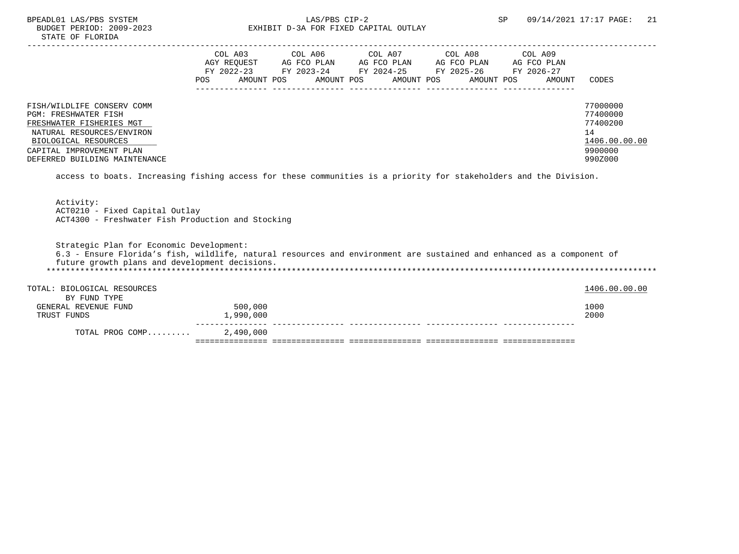BPEADL01 LAS/PBS SYSTEM
BUDGET PERIOD: 2009-2023
STATE OF FLORIDA

LAS/PBS CIP-2
EXHIBIT D-3A FOR FIXED CAPITAL OUTLAY

SP 09/14/2021 17:17

| | COL A03 AGY REQUEST FY 2022-23 POS AMOUNT | COL A06 AG FCO PLAN FY 2023-24 POS AMOUNT | COL A07 AG FCO PLAN FY 2024-25 POS AMOUNT | COL A08 AG FCO PLAN FY 2025-26 POS AMOUNT | COL A09 AG FCO PLAN FY 2026-27 POS AMOUNT | CODES |
|---|---|---|---|---|---|---|
| FISH/WILDLIFE CONSERV COMM | | | | | | 77000000 |
| PGM: FRESHWATER FISH | | | | | | 77400000 |
| FRESHWATER FISHERIES MGT | | | | | | 77400200 |
| NATURAL RESOURCES/ENVIRON | | | | | | 14 |
| BIOLOGICAL RESOURCES | | | | | | 1406.00.00.00 |
| CAPITAL IMPROVEMENT PLAN | | | | | | 9900000 |
| DEFERRED BUILDING MAINTENANCE | | | | | | 990Z000 |

access to boats. Increasing fishing access for these communities is a priority for stakeholders and the Division.

Activity:
ACT0210 - Fixed Capital Outlay
ACT4300 - Freshwater Fish Production and Stocking

Strategic Plan for Economic Development:
6.3 - Ensure Florida's fish, wildlife, natural resources and environment are sustained and enhanced as a component of future growth plans and development decisions.

*******************************************************************************************************************************

| | COL A03 | COL A06 | COL A07 | COL A08 | COL A09 | CODES |
|---|---|---|---|---|---|---|
| TOTAL: BIOLOGICAL RESOURCES | | | | | | 1406.00.00.00 |
| BY FUND TYPE | | | | | | |
| GENERAL REVENUE FUND | 500,000 | | | | | 1000 |
| TRUST FUNDS | 1,990,000 | | | | | 2000 |
| TOTAL PROG COMP......... | 2,490,000 | | | | | |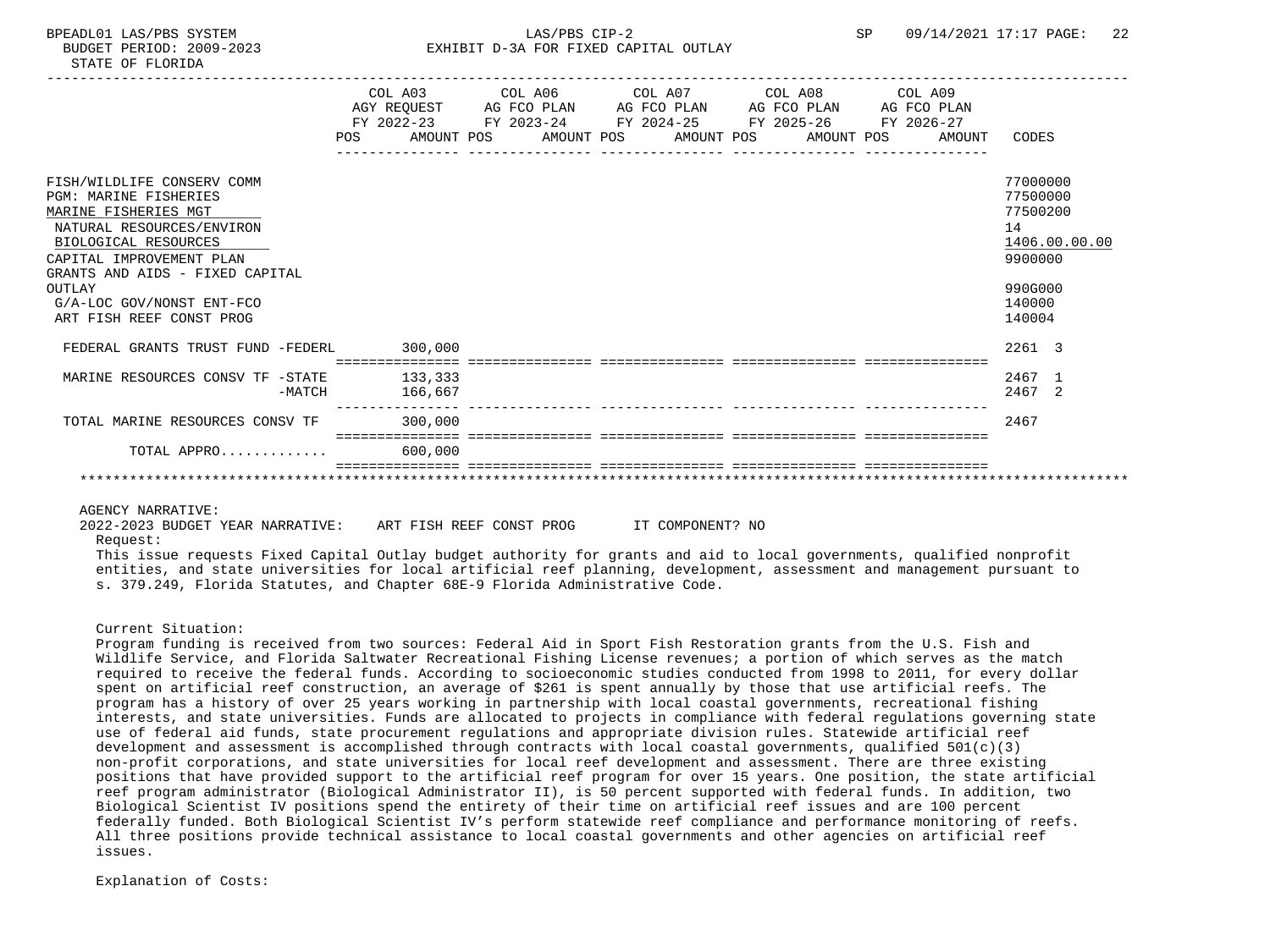FISH/WILDLIFE CONSERV COMM — 77000000
PGM: MARINE FISHERIES — 77500000
MARINE FISHERIES MGT — 77500200
NATURAL RESOURCES/ENVIRON — 14
BIOLOGICAL RESOURCES — 1406.00.00.00
CAPITAL IMPROVEMENT PLAN — 9900000
GRANTS AND AIDS - FIXED CAPITAL OUTLAY — 990G000
G/A-LOC GOV/NONST ENT-FCO — 140000
ART FISH REEF CONST PROG — 140004

| | COL A03 AGY REQUEST FY 2022-23 POS | AMOUNT | COL A06 AG FCO PLAN FY 2023-24 POS | AMOUNT | COL A07 AG FCO PLAN FY 2024-25 POS | AMOUNT | COL A08 AG FCO PLAN FY 2025-26 POS | AMOUNT | COL A09 AG FCO PLAN FY 2026-27 POS | AMOUNT | CODES |
|---|---|---|---|---|---|---|---|---|---|---|---|
| FEDERAL GRANTS TRUST FUND -FEDERL | | 300,000 | | | | | | | | | 2261 3 |
| MARINE RESOURCES CONSV TF -STATE | | 133,333 | | | | | | | | | 2467 1 |
| -MATCH | | 166,667 | | | | | | | | | 2467 2 |
| TOTAL MARINE RESOURCES CONSV TF | | 300,000 | | | | | | | | | 2467 |
| TOTAL APPRO............ | | 600,000 | | | | | | | | | |

AGENCY NARRATIVE:

2022-2023 BUDGET YEAR NARRATIVE: ART FISH REEF CONST PROG IT COMPONENT? NO

Request:

This issue requests Fixed Capital Outlay budget authority for grants and aid to local governments, qualified nonprofit entities, and state universities for local artificial reef planning, development, assessment and management pursuant to s. 379.249, Florida Statutes, and Chapter 68E-9 Florida Administrative Code.

Current Situation:

Program funding is received from two sources: Federal Aid in Sport Fish Restoration grants from the U.S. Fish and Wildlife Service, and Florida Saltwater Recreational Fishing License revenues; a portion of which serves as the match required to receive the federal funds. According to socioeconomic studies conducted from 1998 to 2011, for every dollar spent on artificial reef construction, an average of $261 is spent annually by those that use artificial reefs. The program has a history of over 25 years working in partnership with local coastal governments, recreational fishing interests, and state universities. Funds are allocated to projects in compliance with federal regulations governing state use of federal aid funds, state procurement regulations and appropriate division rules. Statewide artificial reef development and assessment is accomplished through contracts with local coastal governments, qualified 501(c)(3) non-profit corporations, and state universities for local reef development and assessment. There are three existing positions that have provided support to the artificial reef program for over 15 years. One position, the state artificial reef program administrator (Biological Administrator II), is 50 percent supported with federal funds. In addition, two Biological Scientist IV positions spend the entirety of their time on artificial reef issues and are 100 percent federally funded. Both Biological Scientist IV's perform statewide reef compliance and performance monitoring of reefs. All three positions provide technical assistance to local coastal governments and other agencies on artificial reef issues.

Explanation of Costs: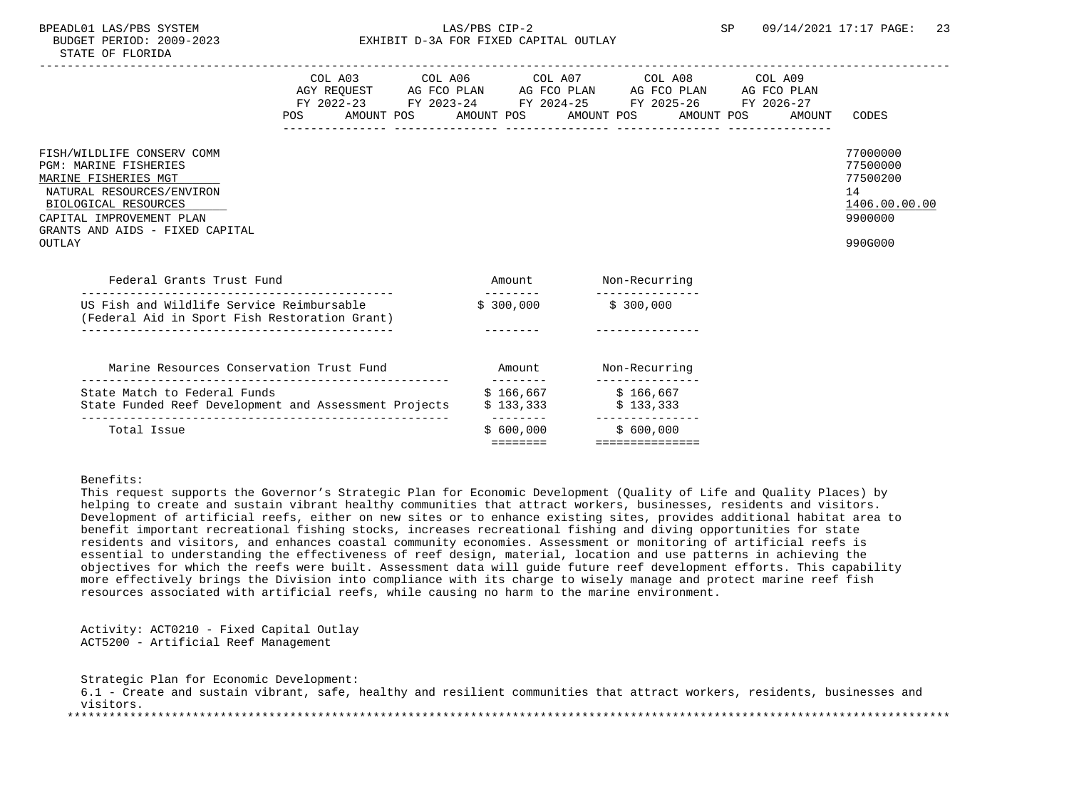BPEADL01 LAS/PBS SYSTEM
BUDGET PERIOD: 2009-2023
STATE OF FLORIDA

LAS/PBS CIP-2
EXHIBIT D-3A FOR FIXED CAPITAL OUTLAY

SP 09/14/2021 17:17

| | COL A03 AGY REQUEST FY 2022-23 POS AMOUNT | COL A06 AG FCO PLAN FY 2023-24 POS AMOUNT | COL A07 AG FCO PLAN FY 2024-25 POS AMOUNT | COL A08 AG FCO PLAN FY 2025-26 POS AMOUNT | COL A09 AG FCO PLAN FY 2026-27 POS AMOUNT | CODES |
|---|---|---|---|---|---|---|
| FISH/WILDLIFE CONSERV COMM | | | | | | 77000000 |
| PGM: MARINE FISHERIES | | | | | | 77500000 |
| MARINE FISHERIES MGT | | | | | | 77500200 |
| NATURAL RESOURCES/ENVIRON | | | | | | 14 |
| BIOLOGICAL RESOURCES | | | | | | 1406.00.00.00 |
| CAPITAL IMPROVEMENT PLAN | | | | | | 9900000 |
| GRANTS AND AIDS - FIXED CAPITAL OUTLAY | | | | | | 990G000 |

| Federal Grants Trust Fund | Amount | Non-Recurring |
|---|---|---|
| US Fish and Wildlife Service Reimbursable (Federal Aid in Sport Fish Restoration Grant) | $ 300,000 | $ 300,000 |

| Marine Resources Conservation Trust Fund | Amount | Non-Recurring |
|---|---|---|
| State Match to Federal Funds | $ 166,667 | $ 166,667 |
| State Funded Reef Development and Assessment Projects | $ 133,333 | $ 133,333 |
| Total Issue | $ 600,000 | $ 600,000 |

Benefits:
This request supports the Governor's Strategic Plan for Economic Development (Quality of Life and Quality Places) by helping to create and sustain vibrant healthy communities that attract workers, businesses, residents and visitors. Development of artificial reefs, either on new sites or to enhance existing sites, provides additional habitat area to benefit important recreational fishing stocks, increases recreational fishing and diving opportunities for state residents and visitors, and enhances coastal community economies. Assessment or monitoring of artificial reefs is essential to understanding the effectiveness of reef design, material, location and use patterns in achieving the objectives for which the reefs were built. Assessment data will guide future reef development efforts. This capability more effectively brings the Division into compliance with its charge to wisely manage and protect marine reef fish resources associated with artificial reefs, while causing no harm to the marine environment.

Activity: ACT0210 - Fixed Capital Outlay
ACT5200 - Artificial Reef Management

Strategic Plan for Economic Development:
6.1 - Create and sustain vibrant, safe, healthy and resilient communities that attract workers, residents, businesses and visitors.

******************************************************************************************************************************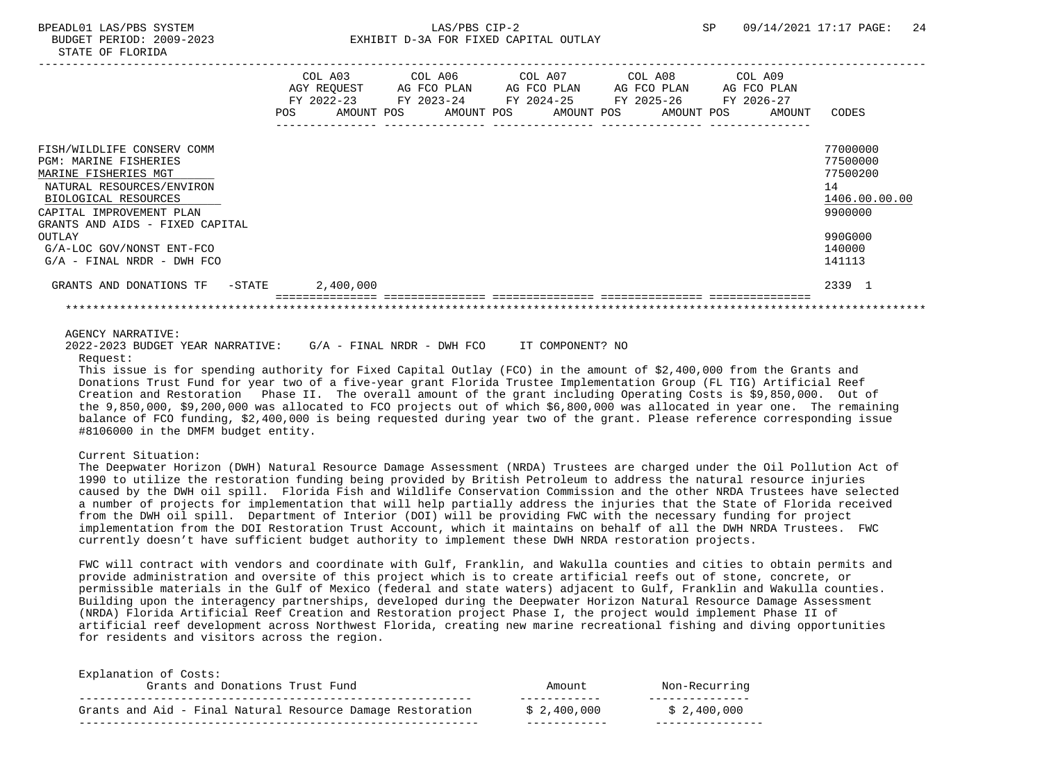EXHIBIT D-3A FOR FIXED CAPITAL OUTLAY

STATE OF FLORIDA

| | COL A03 AGY REQUEST FY 2022-23 POS AMOUNT | COL A06 AG FCO PLAN FY 2023-24 POS AMOUNT | COL A07 AG FCO PLAN FY 2024-25 POS AMOUNT | COL A08 AG FCO PLAN FY 2025-26 POS AMOUNT | COL A09 AG FCO PLAN FY 2026-27 POS AMOUNT | CODES |
|---|---|---|---|---|---|---|
| FISH/WILDLIFE CONSERV COMM | | | | | | 77000000 |
| PGM: MARINE FISHERIES | | | | | | 77500000 |
| MARINE FISHERIES MGT | | | | | | 77500200 |
| NATURAL RESOURCES/ENVIRON | | | | | | 14 |
| BIOLOGICAL RESOURCES | | | | | | 1406.00.00.00 |
| CAPITAL IMPROVEMENT PLAN | | | | | | 9900000 |
| GRANTS AND AIDS - FIXED CAPITAL OUTLAY | | | | | | 990G000 |
| G/A-LOC GOV/NONST ENT-FCO | | | | | | 140000 |
| G/A - FINAL NRDR - DWH FCO | | | | | | 141113 |
| GRANTS AND DONATIONS TF -STATE | 2,400,000 | | | | | 2339 1 |

AGENCY NARRATIVE:

2022-2023 BUDGET YEAR NARRATIVE: G/A - FINAL NRDR - DWH FCO IT COMPONENT? NO

Request:

This issue is for spending authority for Fixed Capital Outlay (FCO) in the amount of $2,400,000 from the Grants and Donations Trust Fund for year two of a five-year grant Florida Trustee Implementation Group (FL TIG) Artificial Reef Creation and Restoration Phase II. The overall amount of the grant including Operating Costs is $9,850,000. Out of the 9,850,000, $9,200,000 was allocated to FCO projects out of which $6,800,000 was allocated in year one. The remaining balance of FCO funding, $2,400,000 is being requested during year two of the grant. Please reference corresponding issue #8106000 in the DMFM budget entity.

Current Situation:

The Deepwater Horizon (DWH) Natural Resource Damage Assessment (NRDA) Trustees are charged under the Oil Pollution Act of 1990 to utilize the restoration funding being provided by British Petroleum to address the natural resource injuries caused by the DWH oil spill. Florida Fish and Wildlife Conservation Commission and the other NRDA Trustees have selected a number of projects for implementation that will help partially address the injuries that the State of Florida received from the DWH oil spill. Department of Interior (DOI) will be providing FWC with the necessary funding for project implementation from the DOI Restoration Trust Account, which it maintains on behalf of all the DWH NRDA Trustees. FWC currently doesn’t have sufficient budget authority to implement these DWH NRDA restoration projects.

FWC will contract with vendors and coordinate with Gulf, Franklin, and Wakulla counties and cities to obtain permits and provide administration and oversite of this project which is to create artificial reefs out of stone, concrete, or permissible materials in the Gulf of Mexico (federal and state waters) adjacent to Gulf, Franklin and Wakulla counties. Building upon the interagency partnerships, developed during the Deepwater Horizon Natural Resource Damage Assessment (NRDA) Florida Artificial Reef Creation and Restoration project Phase I, the project would implement Phase II of artificial reef development across Northwest Florida, creating new marine recreational fishing and diving opportunities for residents and visitors across the region.

Explanation of Costs:

| Grants and Donations Trust Fund | Amount | Non-Recurring |
|---|---|---|
| Grants and Aid - Final Natural Resource Damage Restoration | $ 2,400,000 | $ 2,400,000 |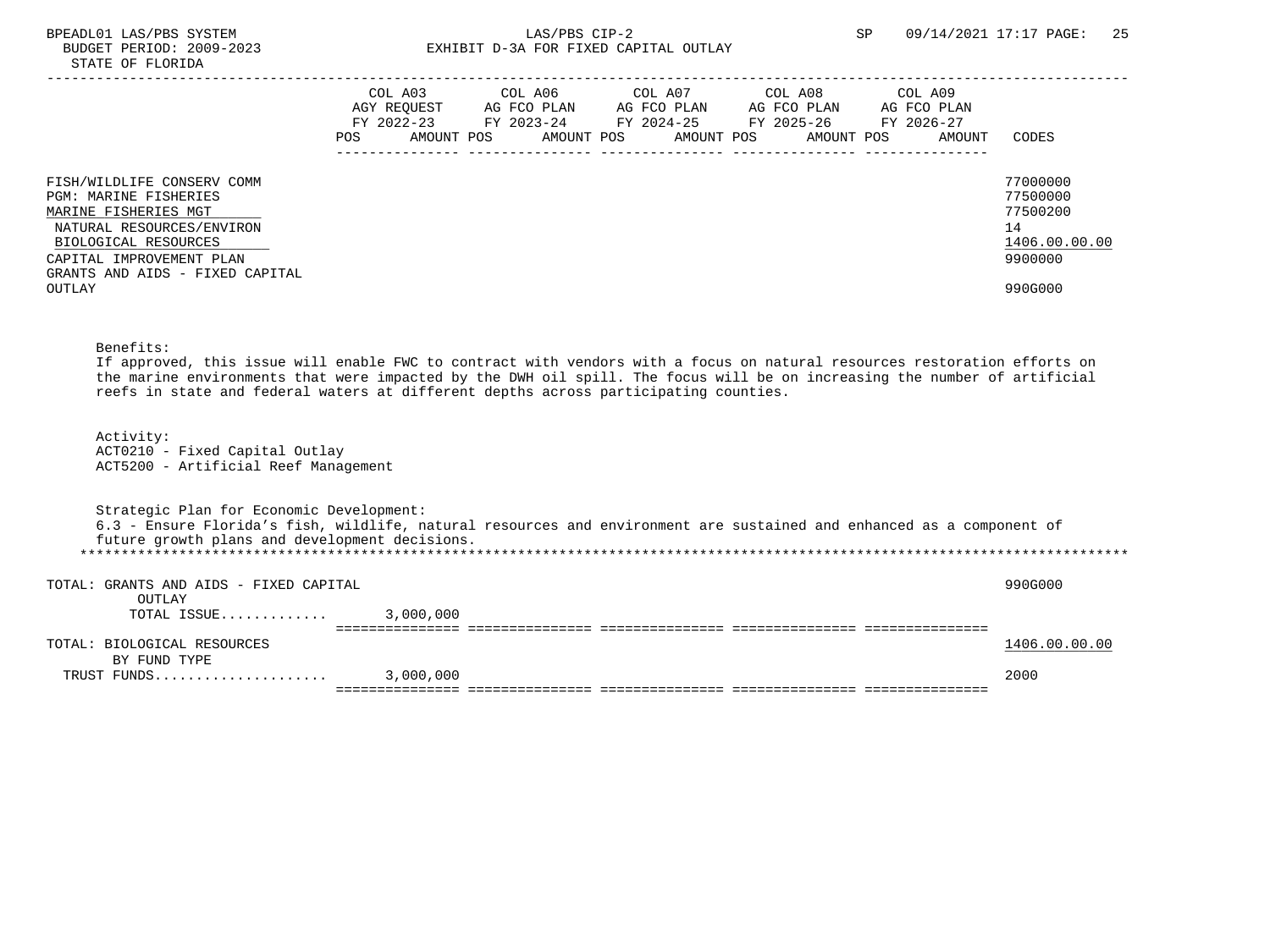| | COL A03 AGY REQUEST FY 2022-23 POS AMOUNT | COL A06 AG FCO PLAN FY 2023-24 POS AMOUNT | COL A07 AG FCO PLAN FY 2024-25 POS AMOUNT | COL A08 AG FCO PLAN FY 2025-26 POS AMOUNT | COL A09 AG FCO PLAN FY 2026-27 POS AMOUNT | CODES |
|---|---|---|---|---|---|---|
| FISH/WILDLIFE CONSERV COMM | | | | | | 77000000 |
| PGM: MARINE FISHERIES | | | | | | 77500000 |
| MARINE FISHERIES MGT | | | | | | 77500200 |
| NATURAL RESOURCES/ENVIRON | | | | | | 14 |
| BIOLOGICAL RESOURCES | | | | | | 1406.00.00.00 |
| CAPITAL IMPROVEMENT PLAN | | | | | | 9900000 |
| GRANTS AND AIDS - FIXED CAPITAL OUTLAY | | | | | | 990G000 |

Benefits:
If approved, this issue will enable FWC to contract with vendors with a focus on natural resources restoration efforts on the marine environments that were impacted by the DWH oil spill. The focus will be on increasing the number of artificial reefs in state and federal waters at different depths across participating counties.

Activity:
ACT0210 - Fixed Capital Outlay
ACT5200 - Artificial Reef Management

Strategic Plan for Economic Development:
6.3 - Ensure Florida's fish, wildlife, natural resources and environment are sustained and enhanced as a component of future growth plans and development decisions.

| | COL A03 | COL A06 | COL A07 | COL A08 | COL A09 | CODES |
|---|---|---|---|---|---|---|
| TOTAL: GRANTS AND AIDS - FIXED CAPITAL OUTLAY | | | | | | 990G000 |
| TOTAL ISSUE............ | 3,000,000 | | | | | |
| TOTAL: BIOLOGICAL RESOURCES | | | | | | 1406.00.00.00 |
| BY FUND TYPE | | | | | | |
| TRUST FUNDS..................... | 3,000,000 | | | | | 2000 |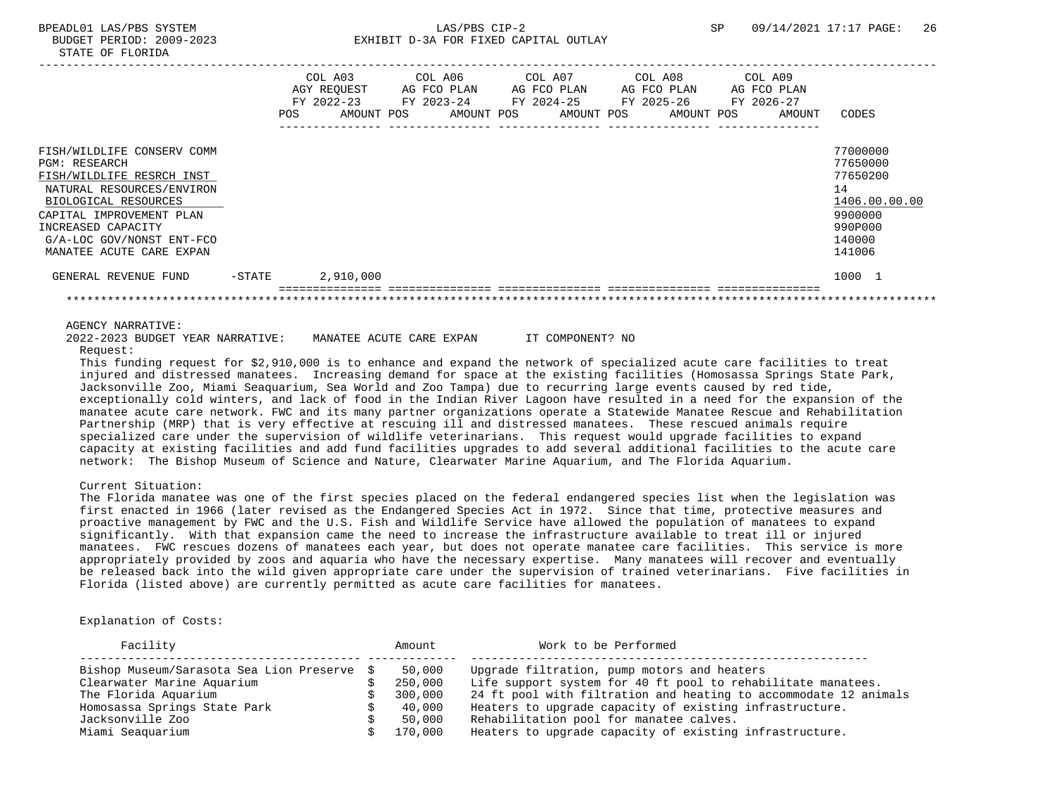BPEADL01 LAS/PBS SYSTEM LAS/PBS CIP-2 SP 09/14/2021 17:17

BUDGET PERIOD: 2009-2023

EXHIBIT D-3A FOR FIXED CAPITAL OUTLAY

STATE OF FLORIDA

| | COL A03 AGY REQUEST FY 2022-23 POS AMOUNT | COL A06 AG FCO PLAN FY 2023-24 POS AMOUNT | COL A07 AG FCO PLAN FY 2024-25 POS AMOUNT | COL A08 AG FCO PLAN FY 2025-26 POS AMOUNT | COL A09 AG FCO PLAN FY 2026-27 POS AMOUNT | CODES |
|---|---|---|---|---|---|---|
| FISH/WILDLIFE CONSERV COMM | | | | | | 77000000 |
| PGM: RESEARCH | | | | | | 77650000 |
| FISH/WILDLIFE RESRCH INST | | | | | | 77650200 |
| NATURAL RESOURCES/ENVIRON | | | | | | 14 |
| BIOLOGICAL RESOURCES | | | | | | 1406.00.00.00 |
| CAPITAL IMPROVEMENT PLAN | | | | | | 9900000 |
| INCREASED CAPACITY | | | | | | 990P000 |
| G/A-LOC GOV/NONST ENT-FCO | | | | | | 140000 |
| MANATEE ACUTE CARE EXPAN | | | | | | 141006 |
| GENERAL REVENUE FUND -STATE | 2,910,000 | | | | | 1000 1 |

AGENCY NARRATIVE:

2022-2023 BUDGET YEAR NARRATIVE: MANATEE ACUTE CARE EXPAN IT COMPONENT? NO

Request:

This funding request for $2,910,000 is to enhance and expand the network of specialized acute care facilities to treat injured and distressed manatees. Increasing demand for space at the existing facilities (Homosassa Springs State Park, Jacksonville Zoo, Miami Seaquarium, Sea World and Zoo Tampa) due to recurring large events caused by red tide, exceptionally cold winters, and lack of food in the Indian River Lagoon have resulted in a need for the expansion of the manatee acute care network. FWC and its many partner organizations operate a Statewide Manatee Rescue and Rehabilitation Partnership (MRP) that is very effective at rescuing ill and distressed manatees. These rescued animals require specialized care under the supervision of wildlife veterinarians. This request would upgrade facilities to expand capacity at existing facilities and add fund facilities upgrades to add several additional facilities to the acute care network: The Bishop Museum of Science and Nature, Clearwater Marine Aquarium, and The Florida Aquarium.

Current Situation:

The Florida manatee was one of the first species placed on the federal endangered species list when the legislation was first enacted in 1966 (later revised as the Endangered Species Act in 1972. Since that time, protective measures and proactive management by FWC and the U.S. Fish and Wildlife Service have allowed the population of manatees to expand significantly. With that expansion came the need to increase the infrastructure available to treat ill or injured manatees. FWC rescues dozens of manatees each year, but does not operate manatee care facilities. This service is more appropriately provided by zoos and aquaria who have the necessary expertise. Many manatees will recover and eventually be released back into the wild given appropriate care under the supervision of trained veterinarians. Five facilities in Florida (listed above) are currently permitted as acute care facilities for manatees.

Explanation of Costs:

| Facility | Amount | Work to be Performed |
|---|---|---|
| Bishop Museum/Sarasota Sea Lion Preserve | $ 50,000 | Upgrade filtration, pump motors and heaters |
| Clearwater Marine Aquarium | $ 250,000 | Life support system for 40 ft pool to rehabilitate manatees. |
| The Florida Aquarium | $ 300,000 | 24 ft pool with filtration and heating to accommodate 12 animals |
| Homosassa Springs State Park | $ 40,000 | Heaters to upgrade capacity of existing infrastructure. |
| Jacksonville Zoo | $ 50,000 | Rehabilitation pool for manatee calves. |
| Miami Seaquarium | $ 170,000 | Heaters to upgrade capacity of existing infrastructure. |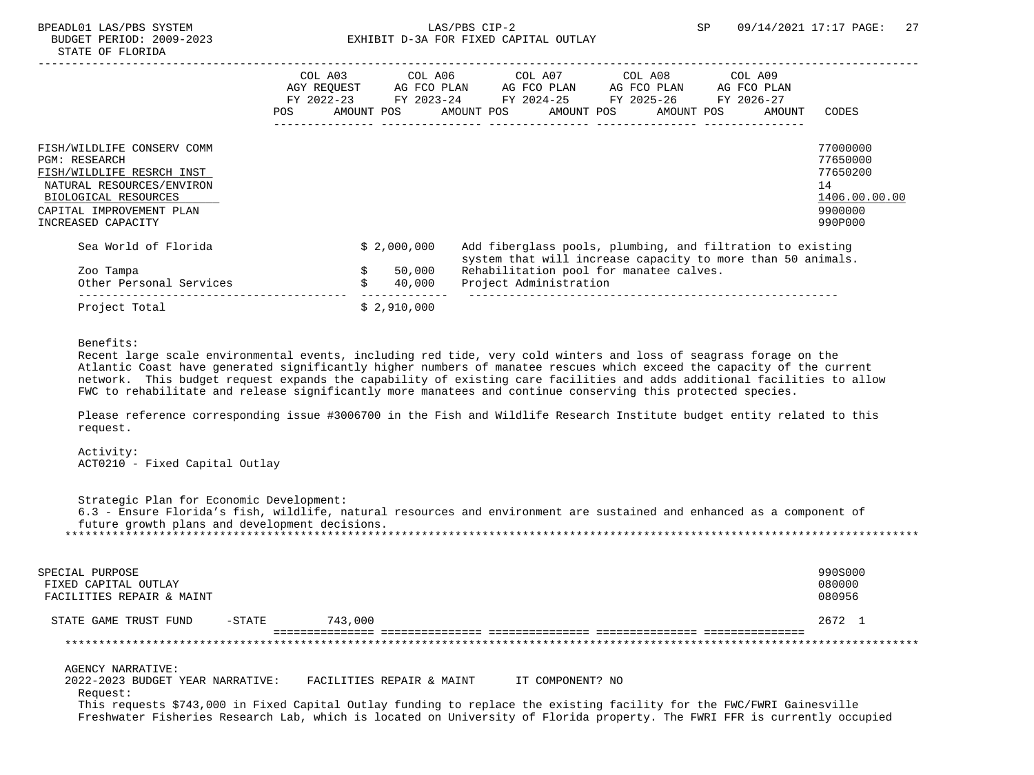| | COL A03 AGY REQUEST FY 2022-23 | | COL A06 AG FCO PLAN FY 2023-24 | | COL A07 AG FCO PLAN FY 2024-25 | | COL A08 AG FCO PLAN FY 2025-26 | | COL A09 AG FCO PLAN FY 2026-27 | | |
|---|---|---|---|---|---|---|---|---|---|---|---|
| | POS | AMOUNT | POS | AMOUNT | POS | AMOUNT | POS | AMOUNT | POS | AMOUNT | CODES |

FISH/WILDLIFE CONSERV COMM — 77000000
PGM: RESEARCH — 77650000
FISH/WILDLIFE RESRCH INST — 77650200
NATURAL RESOURCES/ENVIRON — 14
BIOLOGICAL RESOURCES — 1406.00.00.00
CAPITAL IMPROVEMENT PLAN — 9900000
INCREASED CAPACITY — 990P000

| | Amount | Description |
|---|---|---|
| Sea World of Florida | $ 2,000,000 | Add fiberglass pools, plumbing, and filtration to existing system that will increase capacity to more than 50 animals. |
| Zoo Tampa | $ 50,000 | Rehabilitation pool for manatee calves. |
| Other Personal Services | $ 40,000 | Project Administration |
| Project Total | $ 2,910,000 | |

Benefits:
Recent large scale environmental events, including red tide, very cold winters and loss of seagrass forage on the Atlantic Coast have generated significantly higher numbers of manatee rescues which exceed the capacity of the current network. This budget request expands the capability of existing care facilities and adds additional facilities to allow FWC to rehabilitate and release significantly more manatees and continue conserving this protected species.

Please reference corresponding issue #3006700 in the Fish and Wildlife Research Institute budget entity related to this request.

Activity:
ACT0210 - Fixed Capital Outlay

Strategic Plan for Economic Development:
6.3 - Ensure Florida's fish, wildlife, natural resources and environment are sustained and enhanced as a component of future growth plans and development decisions.

SPECIAL PURPOSE — 990S000
FIXED CAPITAL OUTLAY — 080000
FACILITIES REPAIR & MAINT — 080956

| | COL A03 | COL A06 | COL A07 | COL A08 | COL A09 | CODES |
|---|---|---|---|---|---|---|
| STATE GAME TRUST FUND -STATE | 743,000 | | | | | 2672 1 |

AGENCY NARRATIVE:
2022-2023 BUDGET YEAR NARRATIVE: FACILITIES REPAIR & MAINT IT COMPONENT? NO
Request:
This requests $743,000 in Fixed Capital Outlay funding to replace the existing facility for the FWC/FWRI Gainesville Freshwater Fisheries Research Lab, which is located on University of Florida property. The FWRI FFR is currently occupied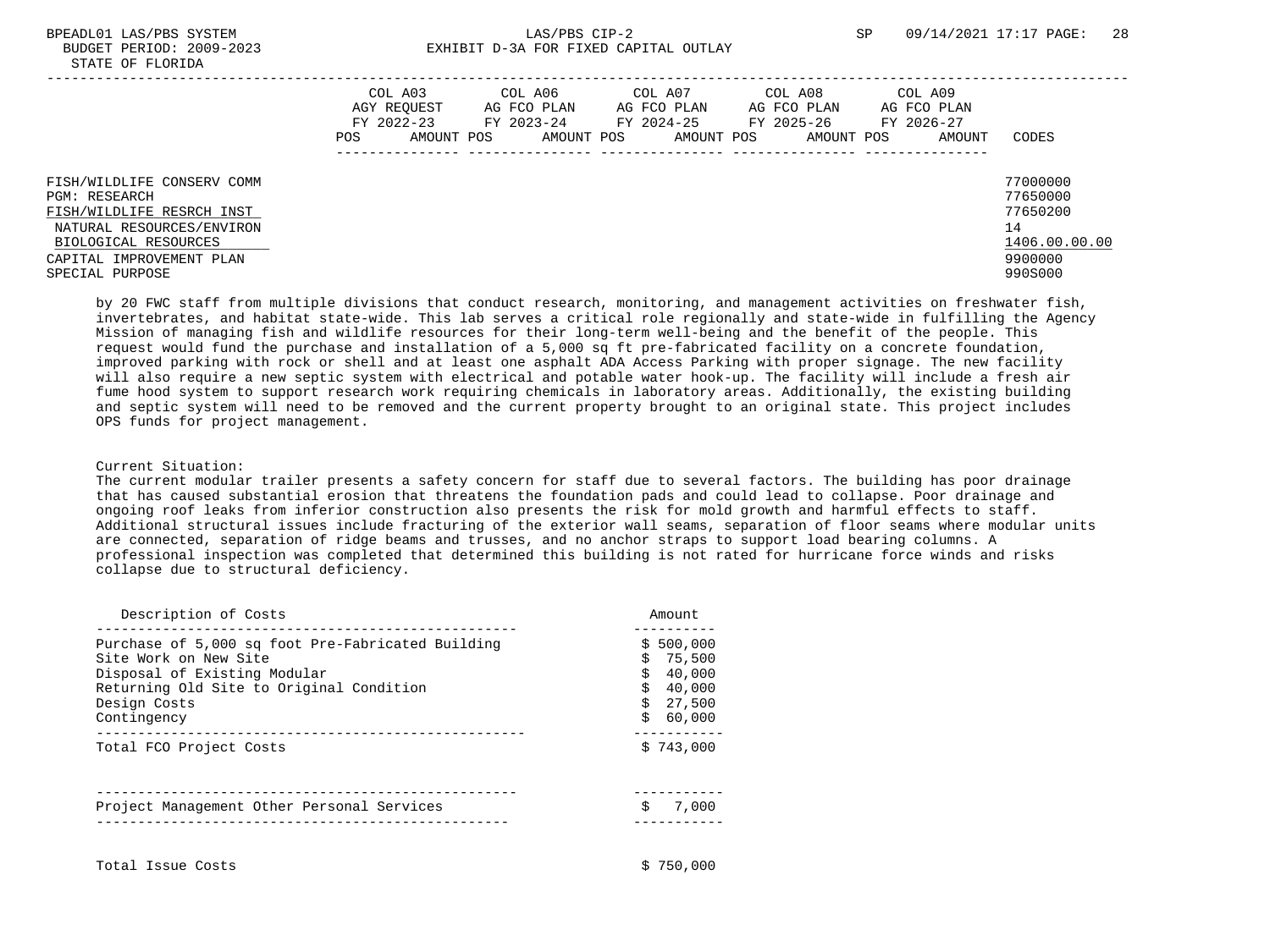| | COL A03 AGY REQUEST FY 2022-23 | | COL A06 AG FCO PLAN FY 2023-24 | | COL A07 AG FCO PLAN FY 2024-25 | | COL A08 AG FCO PLAN FY 2025-26 | | COL A09 AG FCO PLAN FY 2026-27 | | CODES |
|---|---|---|---|---|---|---|---|---|---|---|---|
| | POS | AMOUNT | POS | AMOUNT | POS | AMOUNT | POS | AMOUNT | POS | AMOUNT | |
| FISH/WILDLIFE CONSERV COMM | | | | | | | | | | | 77000000 |
| PGM: RESEARCH | | | | | | | | | | | 77650000 |
| FISH/WILDLIFE RESRCH INST | | | | | | | | | | | 77650200 |
| NATURAL RESOURCES/ENVIRON | | | | | | | | | | | 14 |
| BIOLOGICAL RESOURCES | | | | | | | | | | | 1406.00.00.00 |
| CAPITAL IMPROVEMENT PLAN | | | | | | | | | | | 9900000 |
| SPECIAL PURPOSE | | | | | | | | | | | 990S000 |

by 20 FWC staff from multiple divisions that conduct research, monitoring, and management activities on freshwater fish, invertebrates, and habitat state-wide. This lab serves a critical role regionally and state-wide in fulfilling the Agency Mission of managing fish and wildlife resources for their long-term well-being and the benefit of the people. This request would fund the purchase and installation of a 5,000 sq ft pre-fabricated facility on a concrete foundation, improved parking with rock or shell and at least one asphalt ADA Access Parking with proper signage. The new facility will also require a new septic system with electrical and potable water hook-up. The facility will include a fresh air fume hood system to support research work requiring chemicals in laboratory areas. Additionally, the existing building and septic system will need to be removed and the current property brought to an original state. This project includes OPS funds for project management.

Current Situation:
The current modular trailer presents a safety concern for staff due to several factors. The building has poor drainage that has caused substantial erosion that threatens the foundation pads and could lead to collapse. Poor drainage and ongoing roof leaks from inferior construction also presents the risk for mold growth and harmful effects to staff. Additional structural issues include fracturing of the exterior wall seams, separation of floor seams where modular units are connected, separation of ridge beams and trusses, and no anchor straps to support load bearing columns. A professional inspection was completed that determined this building is not rated for hurricane force winds and risks collapse due to structural deficiency.

| Description of Costs | Amount |
|---|---|
| Purchase of 5,000 sq foot Pre-Fabricated Building | $ 500,000 |
| Site Work on New Site | $ 75,500 |
| Disposal of Existing Modular | $ 40,000 |
| Returning Old Site to Original Condition | $ 40,000 |
| Design Costs | $ 27,500 |
| Contingency | $ 60,000 |
| Total FCO Project Costs | $ 743,000 |
| Project Management Other Personal Services | $ 7,000 |
| Total Issue Costs | $ 750,000 |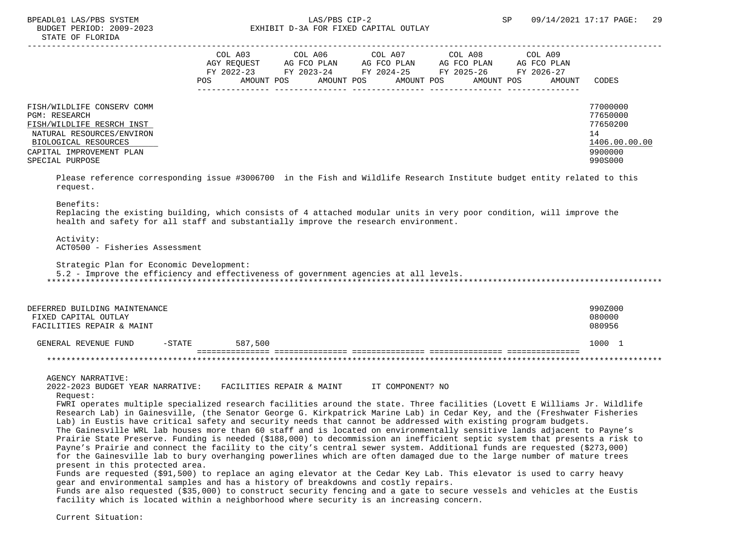| | COL A03 AGY REQUEST FY 2022-23 POS AMOUNT | COL A06 AG FCO PLAN FY 2023-24 POS AMOUNT | COL A07 AG FCO PLAN FY 2024-25 POS AMOUNT | COL A08 AG FCO PLAN FY 2025-26 POS AMOUNT | COL A09 AG FCO PLAN FY 2026-27 POS AMOUNT | CODES |
|---|---|---|---|---|---|---|
| FISH/WILDLIFE CONSERV COMM | | | | | | 77000000 |
| PGM: RESEARCH | | | | | | 77650000 |
| FISH/WILDLIFE RESRCH INST | | | | | | 77650200 |
| NATURAL RESOURCES/ENVIRON | | | | | | 14 |
| BIOLOGICAL RESOURCES | | | | | | 1406.00.00.00 |
| CAPITAL IMPROVEMENT PLAN | | | | | | 9900000 |
| SPECIAL PURPOSE | | | | | | 990S000 |

Please reference corresponding issue #3006700 in the Fish and Wildlife Research Institute budget entity related to this request.

Benefits:
Replacing the existing building, which consists of 4 attached modular units in very poor condition, will improve the health and safety for all staff and substantially improve the research environment.

Activity:
ACT0500 - Fisheries Assessment

Strategic Plan for Economic Development:
5.2 - Improve the efficiency and effectiveness of government agencies at all levels.

******************************************************************************************************************************

| | COL A03 | COL A06 | COL A07 | COL A08 | COL A09 | CODES |
|---|---|---|---|---|---|---|
| DEFERRED BUILDING MAINTENANCE | | | | | | 990Z000 |
| FIXED CAPITAL OUTLAY | | | | | | 080000 |
| FACILITIES REPAIR & MAINT | | | | | | 080956 |
| GENERAL REVENUE FUND -STATE | 587,500 | | | | | 1000 1 |

******************************************************************************************************************************

AGENCY NARRATIVE:
2022-2023 BUDGET YEAR NARRATIVE: FACILITIES REPAIR & MAINT IT COMPONENT? NO

Request:
FWRI operates multiple specialized research facilities around the state. Three facilities (Lovett E Williams Jr. Wildlife Research Lab) in Gainesville, (the Senator George G. Kirkpatrick Marine Lab) in Cedar Key, and the (Freshwater Fisheries Lab) in Eustis have critical safety and security needs that cannot be addressed with existing program budgets.
The Gainesville WRL lab houses more than 60 staff and is located on environmentally sensitive lands adjacent to Payne's Prairie State Preserve. Funding is needed ($188,000) to decommission an inefficient septic system that presents a risk to Payne's Prairie and connect the facility to the city's central sewer system. Additional funds are requested ($273,000) for the Gainesville lab to bury overhanging powerlines which are often damaged due to the large number of mature trees present in this protected area.
Funds are requested ($91,500) to replace an aging elevator at the Cedar Key Lab. This elevator is used to carry heavy gear and environmental samples and has a history of breakdowns and costly repairs.
Funds are also requested ($35,000) to construct security fencing and a gate to secure vessels and vehicles at the Eustis facility which is located within a neighborhood where security is an increasing concern.

Current Situation: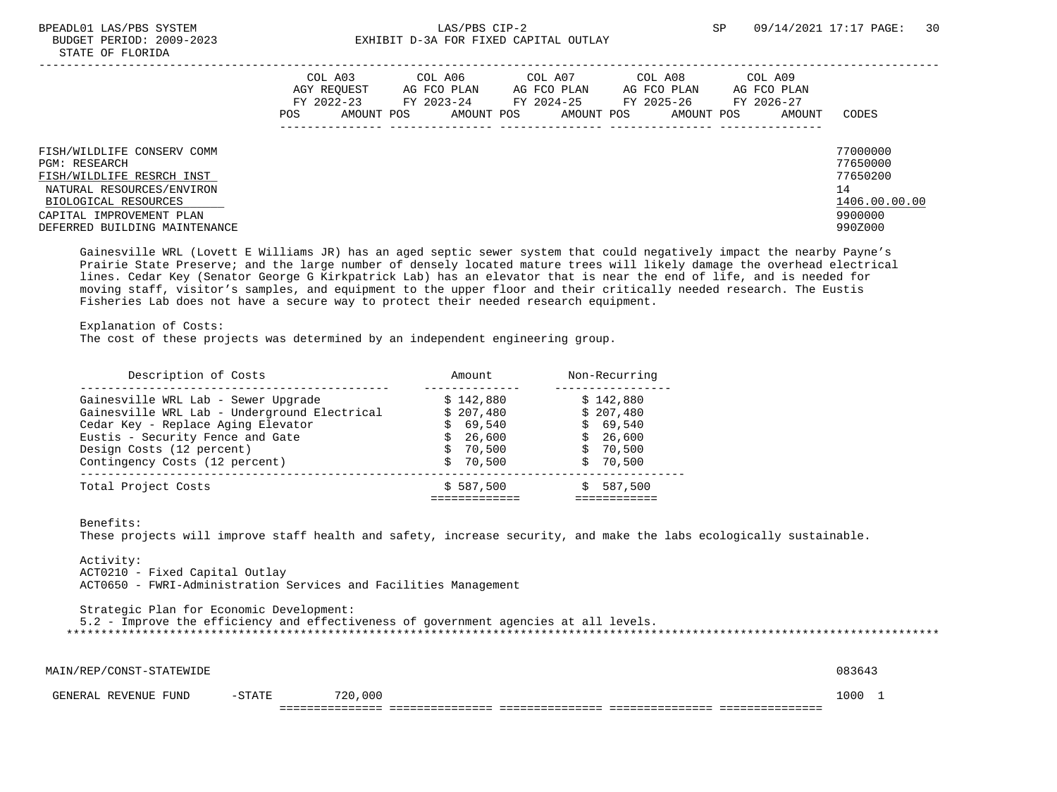BPEADL01 LAS/PBS SYSTEM | LAS/PBS CIP-2 | SP 09/14/2021 17:17
BUDGET PERIOD: 2009-2023
STATE OF FLORIDA

EXHIBIT D-3A FOR FIXED CAPITAL OUTLAY

| | COL A03 AGY REQUEST FY 2022-23 POS AMOUNT | COL A06 AG FCO PLAN FY 2023-24 POS AMOUNT | COL A07 AG FCO PLAN FY 2024-25 POS AMOUNT | COL A08 AG FCO PLAN FY 2025-26 POS AMOUNT | COL A09 AG FCO PLAN FY 2026-27 POS AMOUNT | CODES |
|---|---|---|---|---|---|---|
| FISH/WILDLIFE CONSERV COMM | | | | | | 77000000 |
| PGM: RESEARCH | | | | | | 77650000 |
| FISH/WILDLIFE RESRCH INST | | | | | | 77650200 |
| NATURAL RESOURCES/ENVIRON | | | | | | 14 |
| BIOLOGICAL RESOURCES | | | | | | 1406.00.00.00 |
| CAPITAL IMPROVEMENT PLAN | | | | | | 9900000 |
| DEFERRED BUILDING MAINTENANCE | | | | | | 990Z000 |

Gainesville WRL (Lovett E Williams JR) has an aged septic sewer system that could negatively impact the nearby Payne's Prairie State Preserve; and the large number of densely located mature trees will likely damage the overhead electrical lines. Cedar Key (Senator George G Kirkpatrick Lab) has an elevator that is near the end of life, and is needed for moving staff, visitor's samples, and equipment to the upper floor and their critically needed research. The Eustis Fisheries Lab does not have a secure way to protect their needed research equipment.

Explanation of Costs:
The cost of these projects was determined by an independent engineering group.

| Description of Costs | Amount | Non-Recurring |
|---|---|---|
| Gainesville WRL Lab - Sewer Upgrade | $ 142,880 | $ 142,880 |
| Gainesville WRL Lab - Underground Electrical | $ 207,480 | $ 207,480 |
| Cedar Key - Replace Aging Elevator | $ 69,540 | $ 69,540 |
| Eustis - Security Fence and Gate | $ 26,600 | $ 26,600 |
| Design Costs (12 percent) | $ 70,500 | $ 70,500 |
| Contingency Costs (12 percent) | $ 70,500 | $ 70,500 |
| Total Project Costs | $ 587,500 | $ 587,500 |

Benefits:
These projects will improve staff health and safety, increase security, and make the labs ecologically sustainable.

Activity:
ACT0210 - Fixed Capital Outlay
ACT0650 - FWRI-Administration Services and Facilities Management

Strategic Plan for Economic Development:
5.2 - Improve the efficiency and effectiveness of government agencies at all levels.

*******************************************************************************************************************************

| | COL A03 | COL A06 | COL A07 | COL A08 | COL A09 | CODES |
|---|---|---|---|---|---|---|
| MAIN/REP/CONST-STATEWIDE | | | | | | 083643 |
| GENERAL REVENUE FUND -STATE | 720,000 | | | | | 1000 1 |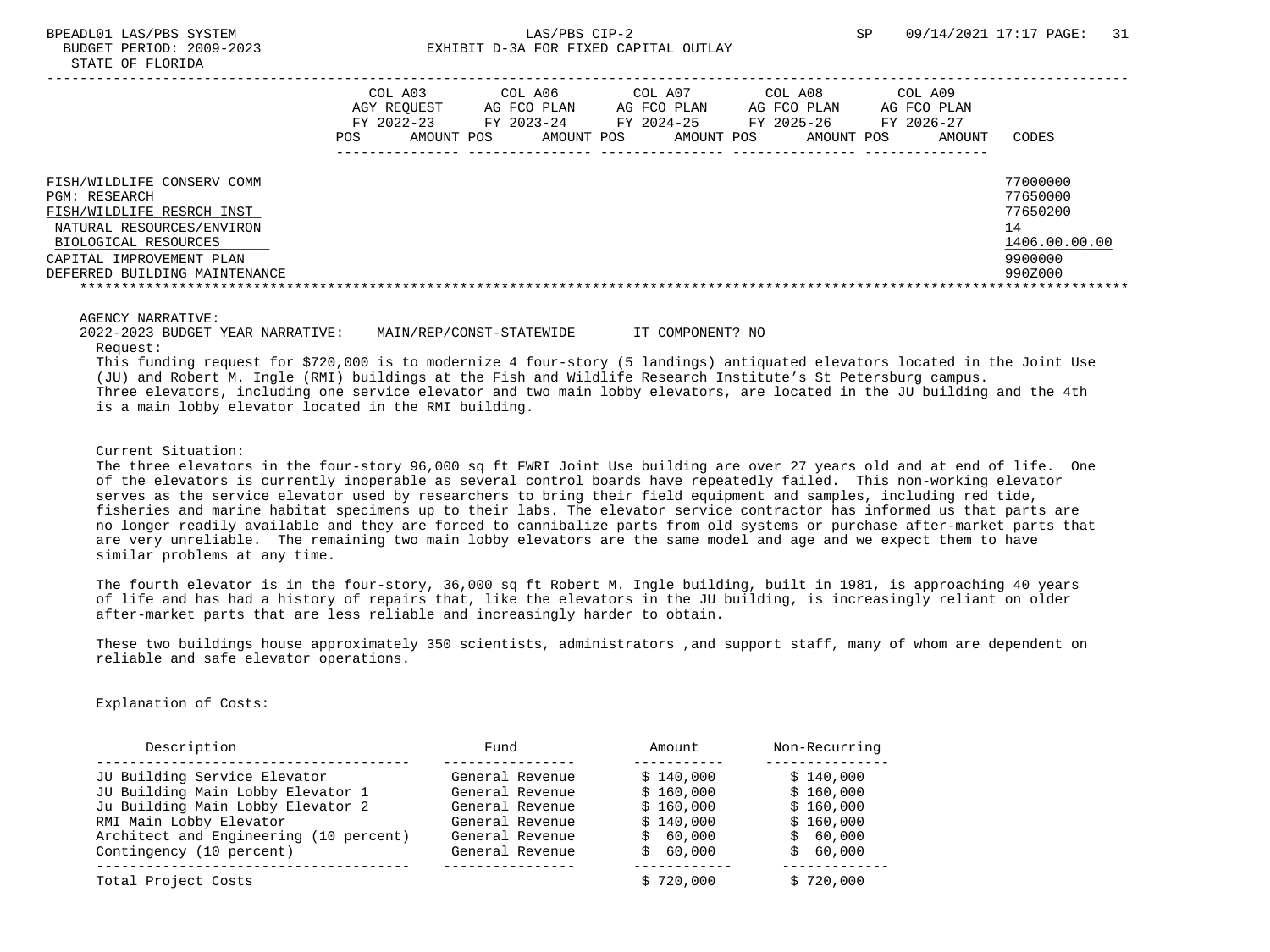BPEADL01 LAS/PBS SYSTEM LAS/PBS CIP-2 SP 09/14/2021 17:17 PAGE: 31
BUDGET PERIOD: 2009-2023 EXHIBIT D-3A FOR FIXED CAPITAL OUTLAY
STATE OF FLORIDA

| | COL A03 AGY REQUEST FY 2022-23 POS AMOUNT | COL A06 AG FCO PLAN FY 2023-24 POS AMOUNT | COL A07 AG FCO PLAN FY 2024-25 POS AMOUNT | COL A08 AG FCO PLAN FY 2025-26 POS AMOUNT | COL A09 AG FCO PLAN FY 2026-27 POS AMOUNT | CODES |
|---|---|---|---|---|---|---|
| FISH/WILDLIFE CONSERV COMM | | | | | | 77000000 |
| PGM: RESEARCH | | | | | | 77650000 |
| FISH/WILDLIFE RESRCH INST | | | | | | 77650200 |
| NATURAL RESOURCES/ENVIRON | | | | | | 14 |
| BIOLOGICAL RESOURCES | | | | | | 1406.00.00.00 |
| CAPITAL IMPROVEMENT PLAN | | | | | | 9900000 |
| DEFERRED BUILDING MAINTENANCE | | | | | | 990Z000 |

AGENCY NARRATIVE:
2022-2023 BUDGET YEAR NARRATIVE: MAIN/REP/CONST-STATEWIDE IT COMPONENT? NO

Request:
This funding request for $720,000 is to modernize 4 four-story (5 landings) antiquated elevators located in the Joint Use (JU) and Robert M. Ingle (RMI) buildings at the Fish and Wildlife Research Institute's St Petersburg campus. Three elevators, including one service elevator and two main lobby elevators, are located in the JU building and the 4th is a main lobby elevator located in the RMI building.

Current Situation:
The three elevators in the four-story 96,000 sq ft FWRI Joint Use building are over 27 years old and at end of life. One of the elevators is currently inoperable as several control boards have repeatedly failed. This non-working elevator serves as the service elevator used by researchers to bring their field equipment and samples, including red tide, fisheries and marine habitat specimens up to their labs. The elevator service contractor has informed us that parts are no longer readily available and they are forced to cannibalize parts from old systems or purchase after-market parts that are very unreliable. The remaining two main lobby elevators are the same model and age and we expect them to have similar problems at any time.

The fourth elevator is in the four-story, 36,000 sq ft Robert M. Ingle building, built in 1981, is approaching 40 years of life and has had a history of repairs that, like the elevators in the JU building, is increasingly reliant on older after-market parts that are less reliable and increasingly harder to obtain.

These two buildings house approximately 350 scientists, administrators ,and support staff, many of whom are dependent on reliable and safe elevator operations.

Explanation of Costs:

| Description | Fund | Amount | Non-Recurring |
|---|---|---|---|
| JU Building Service Elevator | General Revenue | $ 140,000 | $ 140,000 |
| JU Building Main Lobby Elevator 1 | General Revenue | $ 160,000 | $ 160,000 |
| Ju Building Main Lobby Elevator 2 | General Revenue | $ 160,000 | $ 160,000 |
| RMI Main Lobby Elevator | General Revenue | $ 140,000 | $ 160,000 |
| Architect and Engineering (10 percent) | General Revenue | $ 60,000 | $ 60,000 |
| Contingency (10 percent) | General Revenue | $ 60,000 | $ 60,000 |
| Total Project Costs | | $ 720,000 | $ 720,000 |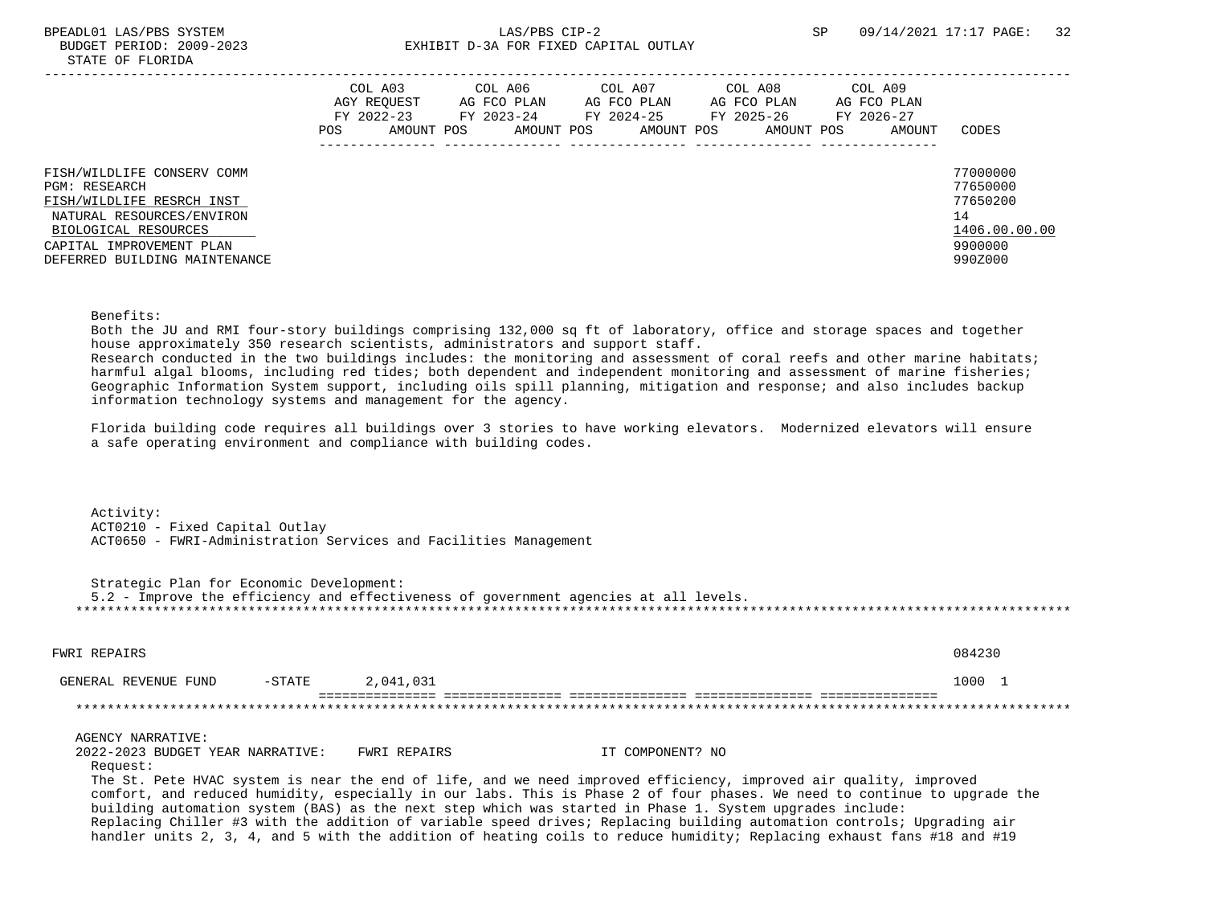FISH/WILDLIFE CONSERV COMM 77000000
PGM: RESEARCH 77650000
FISH/WILDLIFE RESRCH INST 77650200
NATURAL RESOURCES/ENVIRON 14
BIOLOGICAL RESOURCES 1406.00.00.00
CAPITAL IMPROVEMENT PLAN 9900000
DEFERRED BUILDING MAINTENANCE 990Z000

| | COL A03 AGY REQUEST FY 2022-23 POS AMOUNT | COL A06 AG FCO PLAN FY 2023-24 POS AMOUNT | COL A07 AG FCO PLAN FY 2024-25 POS AMOUNT | COL A08 AG FCO PLAN FY 2025-26 POS AMOUNT | COL A09 AG FCO PLAN FY 2026-27 POS AMOUNT | CODES |
|---|---|---|---|---|---|---|

Benefits:
Both the JU and RMI four-story buildings comprising 132,000 sq ft of laboratory, office and storage spaces and together house approximately 350 research scientists, administrators and support staff.
Research conducted in the two buildings includes: the monitoring and assessment of coral reefs and other marine habitats; harmful algal blooms, including red tides; both dependent and independent monitoring and assessment of marine fisheries; Geographic Information System support, including oils spill planning, mitigation and response; and also includes backup information technology systems and management for the agency.

Florida building code requires all buildings over 3 stories to have working elevators. Modernized elevators will ensure a safe operating environment and compliance with building codes.

Activity:
ACT0210 - Fixed Capital Outlay
ACT0650 - FWRI-Administration Services and Facilities Management

Strategic Plan for Economic Development:
5.2 - Improve the efficiency and effectiveness of government agencies at all levels.

********************************************************************************

| | COL A03 | COL A06 | COL A07 | COL A08 | COL A09 | CODES |
|---|---|---|---|---|---|---|
| FWRI REPAIRS | | | | | | 084230 |
| GENERAL REVENUE FUND -STATE | 2,041,031 | | | | | 1000 1 |

********************************************************************************

AGENCY NARRATIVE:
2022-2023 BUDGET YEAR NARRATIVE: FWRI REPAIRS IT COMPONENT? NO
Request:
The St. Pete HVAC system is near the end of life, and we need improved efficiency, improved air quality, improved comfort, and reduced humidity, especially in our labs. This is Phase 2 of four phases. We need to continue to upgrade the building automation system (BAS) as the next step which was started in Phase 1. System upgrades include:
Replacing Chiller #3 with the addition of variable speed drives; Replacing building automation controls; Upgrading air handler units 2, 3, 4, and 5 with the addition of heating coils to reduce humidity; Replacing exhaust fans #18 and #19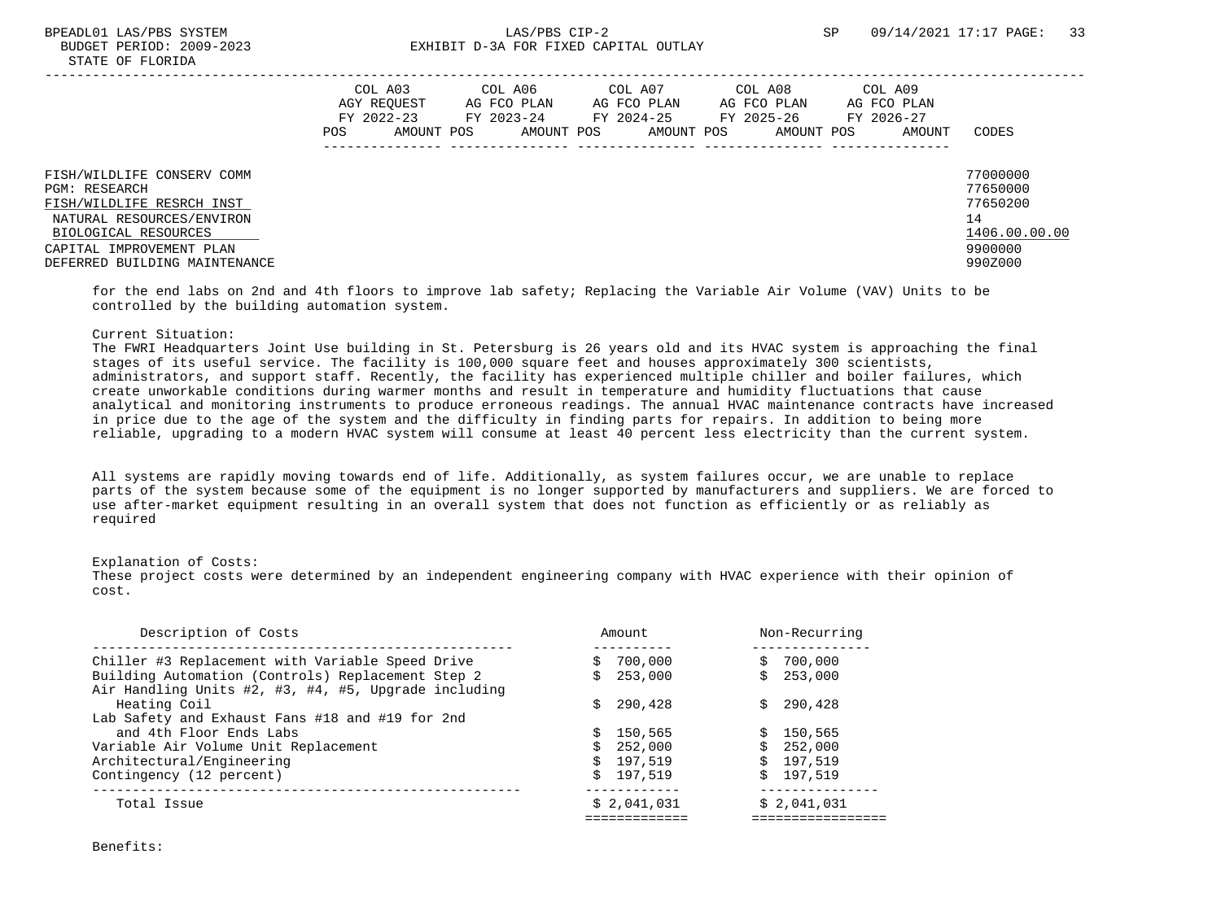| | COL A03 AGY REQUEST FY 2022-23 | | COL A06 AG FCO PLAN FY 2023-24 | | COL A07 AG FCO PLAN FY 2024-25 | | COL A08 AG FCO PLAN FY 2025-26 | | COL A09 AG FCO PLAN FY 2026-27 | | |
|---|---|---|---|---|---|---|---|---|---|---|---|
| | POS | AMOUNT | POS | AMOUNT | POS | AMOUNT | POS | AMOUNT | POS | AMOUNT | CODES |
| FISH/WILDLIFE CONSERV COMM | | | | | | | | | | | 77000000 |
| PGM: RESEARCH | | | | | | | | | | | 77650000 |
| FISH/WILDLIFE RESRCH INST | | | | | | | | | | | 77650200 |
| NATURAL RESOURCES/ENVIRON | | | | | | | | | | | 14 |
| BIOLOGICAL RESOURCES | | | | | | | | | | | 1406.00.00.00 |
| CAPITAL IMPROVEMENT PLAN | | | | | | | | | | | 9900000 |
| DEFERRED BUILDING MAINTENANCE | | | | | | | | | | | 990Z000 |

for the end labs on 2nd and 4th floors to improve lab safety; Replacing the Variable Air Volume (VAV) Units to be controlled by the building automation system.

Current Situation:
The FWRI Headquarters Joint Use building in St. Petersburg is 26 years old and its HVAC system is approaching the final stages of its useful service. The facility is 100,000 square feet and houses approximately 300 scientists, administrators, and support staff. Recently, the facility has experienced multiple chiller and boiler failures, which create unworkable conditions during warmer months and result in temperature and humidity fluctuations that cause analytical and monitoring instruments to produce erroneous readings. The annual HVAC maintenance contracts have increased in price due to the age of the system and the difficulty in finding parts for repairs. In addition to being more reliable, upgrading to a modern HVAC system will consume at least 40 percent less electricity than the current system.

All systems are rapidly moving towards end of life. Additionally, as system failures occur, we are unable to replace parts of the system because some of the equipment is no longer supported by manufacturers and suppliers. We are forced to use after-market equipment resulting in an overall system that does not function as efficiently or as reliably as required

Explanation of Costs:
These project costs were determined by an independent engineering company with HVAC experience with their opinion of cost.

| Description of Costs | Amount | Non-Recurring |
|---|---|---|
| Chiller #3 Replacement with Variable Speed Drive | $ 700,000 | $ 700,000 |
| Building Automation (Controls) Replacement Step 2 | $ 253,000 | $ 253,000 |
| Air Handling Units #2, #3, #4, #5, Upgrade including Heating Coil | $ 290,428 | $ 290,428 |
| Lab Safety and Exhaust Fans #18 and #19 for 2nd and 4th Floor Ends Labs | $ 150,565 | $ 150,565 |
| Variable Air Volume Unit Replacement | $ 252,000 | $ 252,000 |
| Architectural/Engineering | $ 197,519 | $ 197,519 |
| Contingency (12 percent) | $ 197,519 | $ 197,519 |
| Total Issue | $ 2,041,031 | $ 2,041,031 |

Benefits: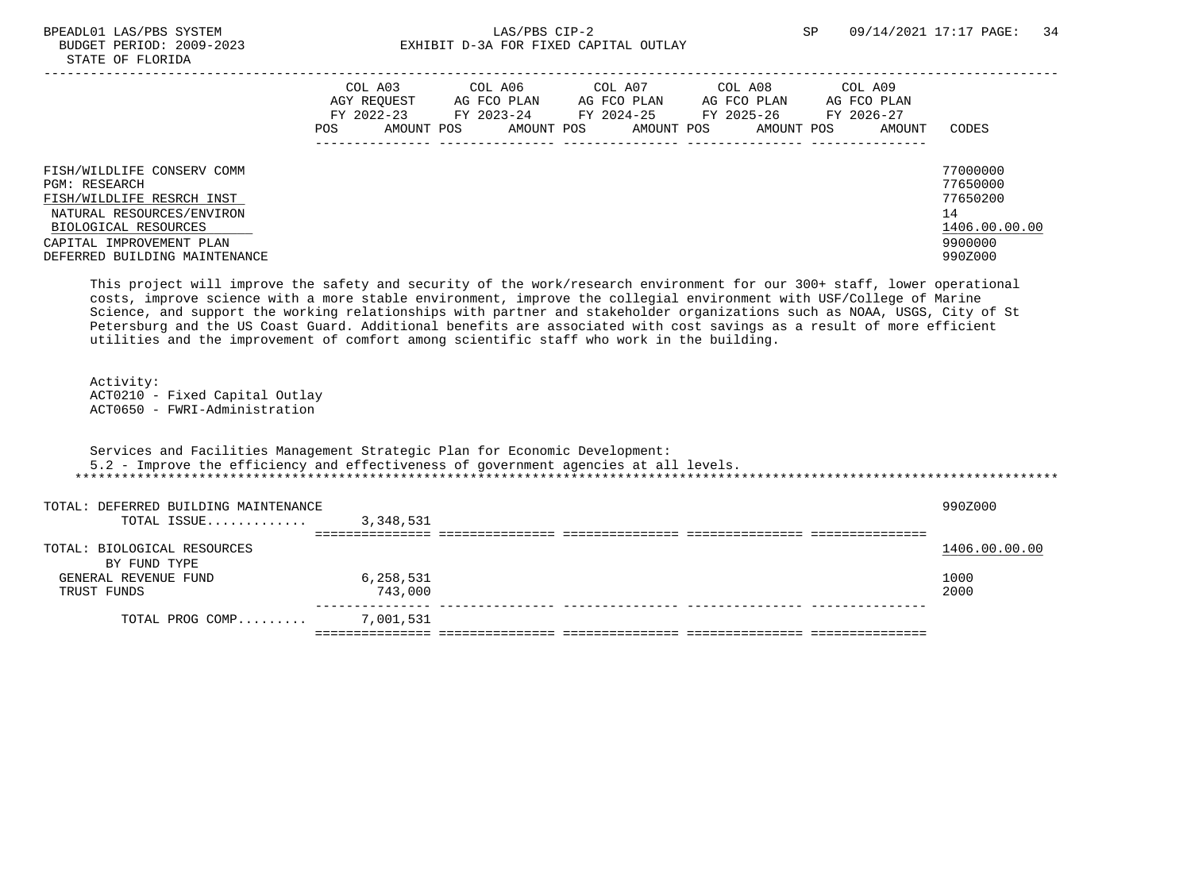BUDGET PERIOD: 2009-2023 — EXHIBIT D-3A FOR FIXED CAPITAL OUTLAY
STATE OF FLORIDA

| | COL A03 AGY REQUEST FY 2022-23 POS AMOUNT | COL A06 AG FCO PLAN FY 2023-24 POS AMOUNT | COL A07 AG FCO PLAN FY 2024-25 POS AMOUNT | COL A08 AG FCO PLAN FY 2025-26 POS AMOUNT | COL A09 AG FCO PLAN FY 2026-27 POS AMOUNT | CODES |
|---|---|---|---|---|---|---|
| FISH/WILDLIFE CONSERV COMM | | | | | | 77000000 |
| PGM: RESEARCH | | | | | | 77650000 |
| FISH/WILDLIFE RESRCH INST | | | | | | 77650200 |
| NATURAL RESOURCES/ENVIRON | | | | | | 14 |
| BIOLOGICAL RESOURCES | | | | | | 1406.00.00.00 |
| CAPITAL IMPROVEMENT PLAN | | | | | | 9900000 |
| DEFERRED BUILDING MAINTENANCE | | | | | | 990Z000 |

This project will improve the safety and security of the work/research environment for our 300+ staff, lower operational costs, improve science with a more stable environment, improve the collegial environment with USF/College of Marine Science, and support the working relationships with partner and stakeholder organizations such as NOAA, USGS, City of St Petersburg and the US Coast Guard. Additional benefits are associated with cost savings as a result of more efficient utilities and the improvement of comfort among scientific staff who work in the building.

Activity:
ACT0210 - Fixed Capital Outlay
ACT0650 - FWRI-Administration

Services and Facilities Management Strategic Plan for Economic Development:
5.2 - Improve the efficiency and effectiveness of government agencies at all levels.

| | COL A03 | COL A06 | COL A07 | COL A08 | COL A09 | CODES |
|---|---|---|---|---|---|---|
| TOTAL: DEFERRED BUILDING MAINTENANCE | | | | | | 990Z000 |
| TOTAL ISSUE............. | 3,348,531 | | | | | |
| TOTAL: BIOLOGICAL RESOURCES | | | | | | 1406.00.00.00 |
| BY FUND TYPE | | | | | | |
| GENERAL REVENUE FUND | 6,258,531 | | | | | 1000 |
| TRUST FUNDS | 743,000 | | | | | 2000 |
| TOTAL PROG COMP......... | 7,001,531 | | | | | |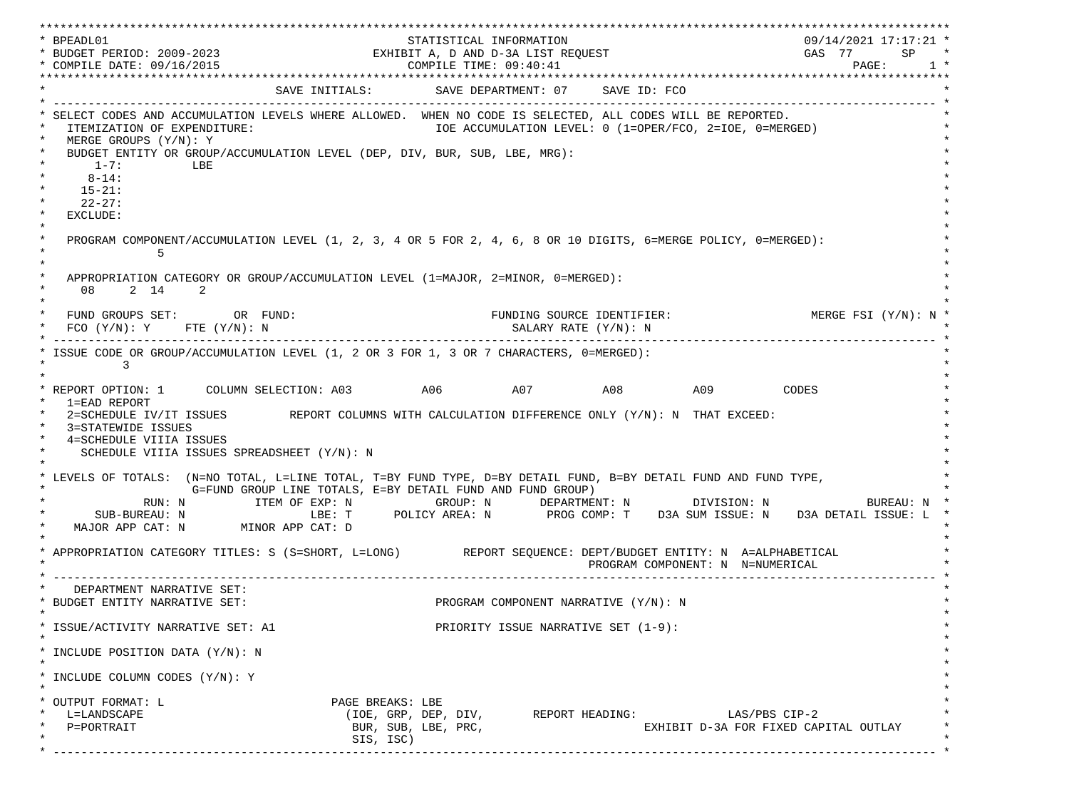```
************************************************************************************************************************************
* BPEADL01                                     STATISTICAL INFORMATION                                          09/14/2021 17:17:21 *
* BUDGET PERIOD: 2009-2023                 EXHIBIT A, D AND D-3A LIST REQUEST                                   GAS  77       SP    *
* COMPILE DATE: 09/16/2015                        COMPILE TIME: 09:40:41                                               PAGE:      1 *
************************************************************************************************************************************
*                                SAVE INITIALS:         SAVE DEPARTMENT: 07     SAVE ID: FCO                                        *
* -------------------------------------------------------------------------------------------------------------------------------- *
* SELECT CODES AND ACCUMULATION LEVELS WHERE ALLOWED.  WHEN NO CODE IS SELECTED, ALL CODES WILL BE REPORTED.                       *
*   ITEMIZATION OF EXPENDITURE:                              IOE ACCUMULATION LEVEL: 0 (1=OPER/FCO, 2=IOE, 0=MERGED)                *
*   MERGE GROUPS (Y/N): Y                                                                                                          *
*   BUDGET ENTITY OR GROUP/ACCUMULATION LEVEL (DEP, DIV, BUR, SUB, LBE, MRG):                                                      *
*      1-7:         LBE                                                                                                            *
*     8-14:                                                                                                                        *
*    15-21:                                                                                                                        *
*    22-27:                                                                                                                        *
*   EXCLUDE:                                                                                                                       *
*                                                                                                                                  *
*   PROGRAM COMPONENT/ACCUMULATION LEVEL (1, 2, 3, 4 OR 5 FOR 2, 4, 6, 8 OR 10 DIGITS, 6=MERGE POLICY, 0=MERGED):                  *
*              5                                                                                                                   *
*                                                                                                                                  *
*   APPROPRIATION CATEGORY OR GROUP/ACCUMULATION LEVEL (1=MAJOR, 2=MINOR, 0=MERGED):                                               *
*    08     2  14     2                                                                                                            *
*                                                                                                                                  *
*   FUND GROUPS SET:        OR  FUND:                          FUNDING SOURCE IDENTIFIER:                   MERGE FSI (Y/N): N     *
*   FCO (Y/N): Y     FTE (Y/N): N                                 SALARY RATE (Y/N): N                                             *
* -------------------------------------------------------------------------------------------------------------------------------- *
* ISSUE CODE OR GROUP/ACCUMULATION LEVEL (1, 2 OR 3 FOR 1, 3 OR 7 CHARACTERS, 0=MERGED):                                           *
*         3                                                                                                                        *
*                                                                                                                                  *
* REPORT OPTION: 1      COLUMN SELECTION: A03          A06          A07          A08          A09          CODES                   *
*   1=EAD REPORT                                                                                                                   *
*   2=SCHEDULE IV/IT ISSUES         REPORT COLUMNS WITH CALCULATION DIFFERENCE ONLY (Y/N): N  THAT EXCEED:                         *
*   3=STATEWIDE ISSUES                                                                                                             *
*   4=SCHEDULE VIIIA ISSUES                                                                                                        *
*     SCHEDULE VIIIA ISSUES SPREADSHEET (Y/N): N                                                                                   *
*                                                                                                                                  *
* LEVELS OF TOTALS:  (N=NO TOTAL, L=LINE TOTAL, T=BY FUND TYPE, D=BY DETAIL FUND, B=BY DETAIL FUND AND FUND TYPE,                  *
*                    G=FUND GROUP LINE TOTALS, E=BY DETAIL FUND AND FUND GROUP)                                                    *
*             RUN: N          ITEM OF EXP: N            GROUP: N       DEPARTMENT: N         DIVISION: N              BUREAU: N   *
*       SUB-BUREAU: N                 LBE: T      POLICY AREA: N       PROG COMP: T    D3A SUM ISSUE: N    D3A DETAIL ISSUE: L     *
*    MAJOR APP CAT: N       MINOR APP CAT: D                                                                                       *
*                                                                                                                                  *
* APPROPRIATION CATEGORY TITLES: S (S=SHORT, L=LONG)         REPORT SEQUENCE: DEPT/BUDGET ENTITY: N  A=ALPHABETICAL                *
*                                                                             PROGRAM COMPONENT: N  N=NUMERICAL                    *
* -------------------------------------------------------------------------------------------------------------------------------- *
*    DEPARTMENT NARRATIVE SET:                                                                                                     *
* BUDGET ENTITY NARRATIVE SET:                              PROGRAM COMPONENT NARRATIVE (Y/N): N                                   *
*                                                                                                                                  *
* ISSUE/ACTIVITY NARRATIVE SET: A1                          PRIORITY ISSUE NARRATIVE SET (1-9):                                    *
*                                                                                                                                  *
* INCLUDE POSITION DATA (Y/N): N                                                                                                   *
*                                                                                                                                  *
* INCLUDE COLUMN CODES (Y/N): Y                                                                                                    *
*                                                                                                                                  *
* OUTPUT FORMAT: L                        PAGE BREAKS: LBE                                                                         *
*   L=LANDSCAPE                            (IOE, GRP, DEP, DIV,       REPORT HEADING:            LAS/PBS CIP-2                     *
*   P=PORTRAIT                              BUR, SUB, LBE, PRC,                      EXHIBIT D-3A FOR FIXED CAPITAL OUTLAY         *
*                                           SIS, ISC)                                                                              *
* -------------------------------------------------------------------------------------------------------------------------------- *
```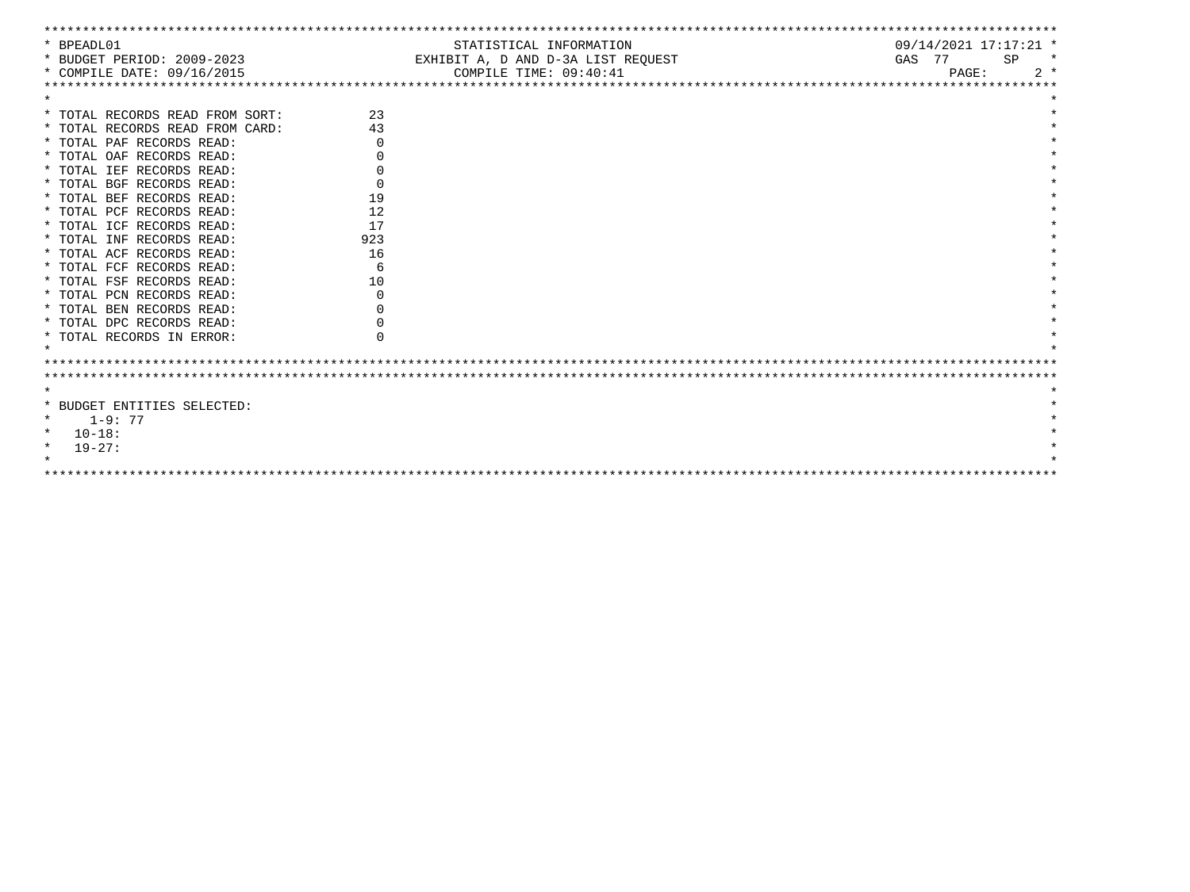BPEADL01 STATISTICAL INFORMATION 09/14/2021 17:17:21

BUDGET PERIOD: 2009-2023 EXHIBIT A, D AND D-3A LIST REQUEST GAS 77 SP

COMPILE DATE: 09/16/2015 COMPILE TIME: 09:40:41 PAGE: 2

| | |
|---|---|
| TOTAL RECORDS READ FROM SORT: | 23 |
| TOTAL RECORDS READ FROM CARD: | 43 |
| TOTAL PAF RECORDS READ: | 0 |
| TOTAL OAF RECORDS READ: | 0 |
| TOTAL IEF RECORDS READ: | 0 |
| TOTAL BGF RECORDS READ: | 0 |
| TOTAL BEF RECORDS READ: | 19 |
| TOTAL PCF RECORDS READ: | 12 |
| TOTAL ICF RECORDS READ: | 17 |
| TOTAL INF RECORDS READ: | 923 |
| TOTAL ACF RECORDS READ: | 16 |
| TOTAL FCF RECORDS READ: | 6 |
| TOTAL FSF RECORDS READ: | 10 |
| TOTAL PCN RECORDS READ: | 0 |
| TOTAL BEN RECORDS READ: | 0 |
| TOTAL DPC RECORDS READ: | 0 |
| TOTAL RECORDS IN ERROR: | 0 |

BUDGET ENTITIES SELECTED:

- 1-9: 77
- 10-18:
- 19-27: